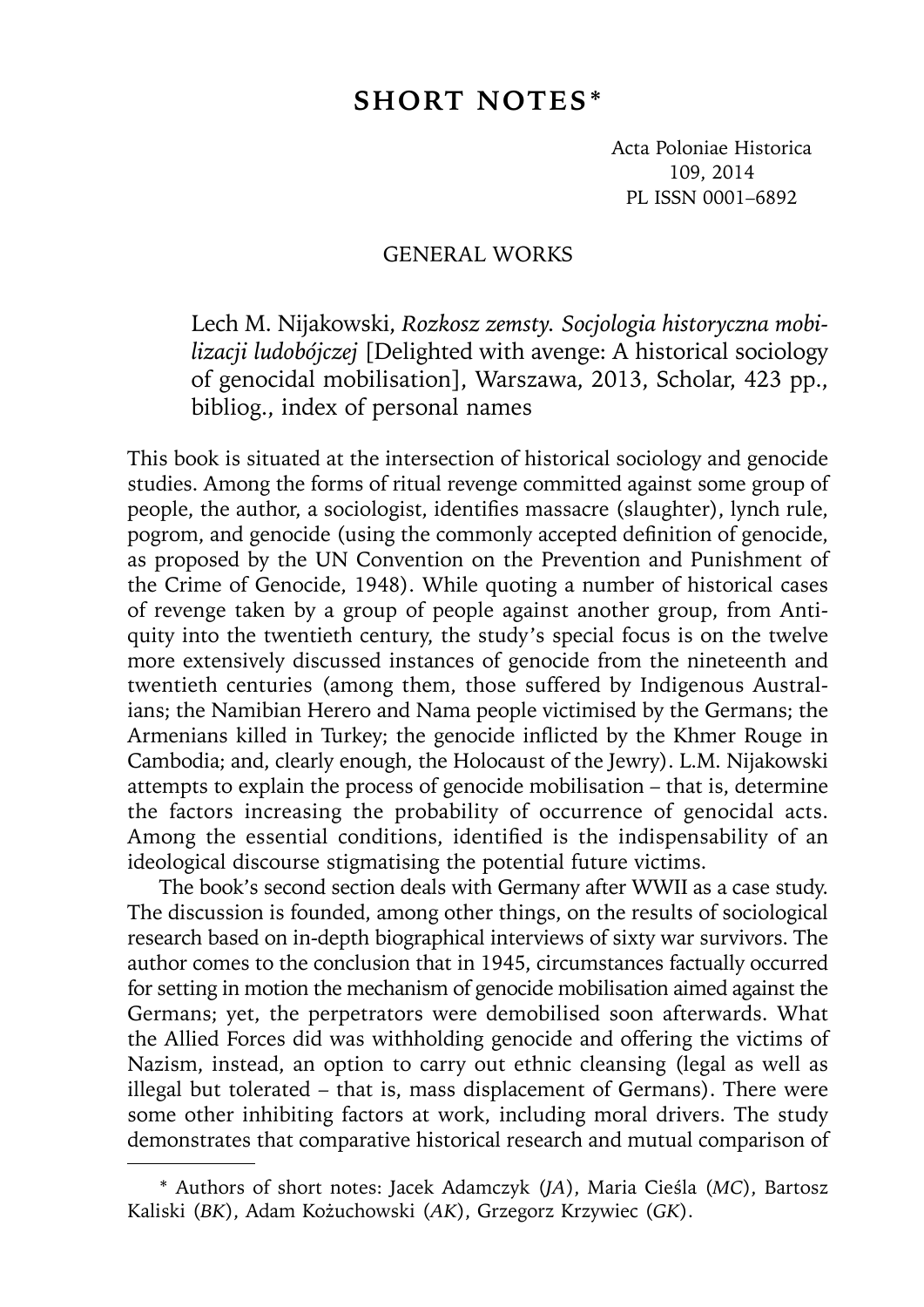# SHORT NOTES*

Acta Poloniae Historica
109, 2014
PL ISSN 0001–6892

## GENERAL WORKS

Lech M. Nijakowski, *Rozkosz zemsty. Socjologia historyczna mobilizacji ludobójczej* [Delighted with avenge: A historical sociology of genocidal mobilisation], Warszawa, 2013, Scholar, 423 pp., bibliog., index of personal names

This book is situated at the intersection of historical sociology and genocide studies. Among the forms of ritual revenge committed against some group of people, the author, a sociologist, identifies massacre (slaughter), lynch rule, pogrom, and genocide (using the commonly accepted definition of genocide, as proposed by the UN Convention on the Prevention and Punishment of the Crime of Genocide, 1948). While quoting a number of historical cases of revenge taken by a group of people against another group, from Antiquity into the twentieth century, the study's special focus is on the twelve more extensively discussed instances of genocide from the nineteenth and twentieth centuries (among them, those suffered by Indigenous Australians; the Namibian Herero and Nama people victimised by the Germans; the Armenians killed in Turkey; the genocide inflicted by the Khmer Rouge in Cambodia; and, clearly enough, the Holocaust of the Jewry). L.M. Nijakowski attempts to explain the process of genocide mobilisation – that is, determine the factors increasing the probability of occurrence of genocidal acts. Among the essential conditions, identified is the indispensability of an ideological discourse stigmatising the potential future victims.

The book's second section deals with Germany after WWII as a case study. The discussion is founded, among other things, on the results of sociological research based on in-depth biographical interviews of sixty war survivors. The author comes to the conclusion that in 1945, circumstances factually occurred for setting in motion the mechanism of genocide mobilisation aimed against the Germans; yet, the perpetrators were demobilised soon afterwards. What the Allied Forces did was withholding genocide and offering the victims of Nazism, instead, an option to carry out ethnic cleansing (legal as well as illegal but tolerated – that is, mass displacement of Germans). There were some other inhibiting factors at work, including moral drivers. The study demonstrates that comparative historical research and mutual comparison of

\* Authors of short notes: Jacek Adamczyk (*JA*), Maria Cieśla (*MC*), Bartosz Kaliski (*BK*), Adam Kożuchowski (*AK*), Grzegorz Krzywiec (*GK*).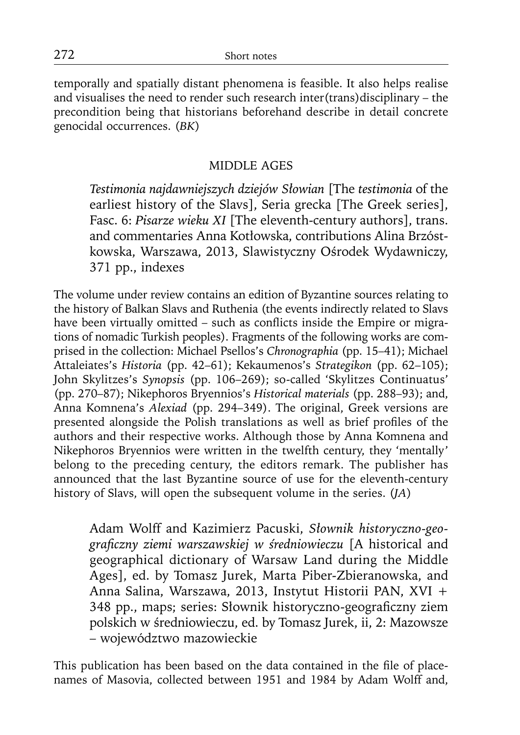temporally and spatially distant phenomena is feasible. It also helps realise and visualises the need to render such research inter(trans)disciplinary – the precondition being that historians beforehand describe in detail concrete genocidal occurrences. (*BK*)

## MIDDLE AGES

> *Testimonia najdawniejszych dziejów Słowian* [The *testimonia* of the earliest history of the Slavs], Seria grecka [The Greek series], Fasc. 6: *Pisarze wieku XI* [The eleventh-century authors], trans. and commentaries Anna Kotłowska, contributions Alina Brzóstkowska, Warszawa, 2013, Slawistyczny Ośrodek Wydawniczy, 371 pp., indexes

The volume under review contains an edition of Byzantine sources relating to the history of Balkan Slavs and Ruthenia (the events indirectly related to Slavs have been virtually omitted – such as conflicts inside the Empire or migrations of nomadic Turkish peoples). Fragments of the following works are comprised in the collection: Michael Psellos's *Chronographia* (pp. 15–41); Michael Attaleiates's *Historia* (pp. 42–61); Kekaumenos's *Strategikon* (pp. 62–105); John Skylitzes's *Synopsis* (pp. 106–269); so-called 'Skylitzes Continuatus' (pp. 270–87); Nikephoros Bryennios's *Historical materials* (pp. 288–93); and, Anna Komnena's *Alexiad* (pp. 294–349). The original, Greek versions are presented alongside the Polish translations as well as brief profiles of the authors and their respective works. Although those by Anna Komnena and Nikephoros Bryennios were written in the twelfth century, they 'mentally' belong to the preceding century, the editors remark. The publisher has announced that the last Byzantine source of use for the eleventh-century history of Slavs, will open the subsequent volume in the series. (*JA*)

> Adam Wolff and Kazimierz Pacuski, *Słownik historyczno-geograficzny ziemi warszawskiej w średniowieczu* [A historical and geographical dictionary of Warsaw Land during the Middle Ages], ed. by Tomasz Jurek, Marta Piber-Zbieranowska, and Anna Salina, Warszawa, 2013, Instytut Historii PAN, XVI + 348 pp., maps; series: Słownik historyczno-geograficzny ziem polskich w średniowieczu, ed. by Tomasz Jurek, ii, 2: Mazowsze – województwo mazowieckie

This publication has been based on the data contained in the file of placenames of Masovia, collected between 1951 and 1984 by Adam Wolff and,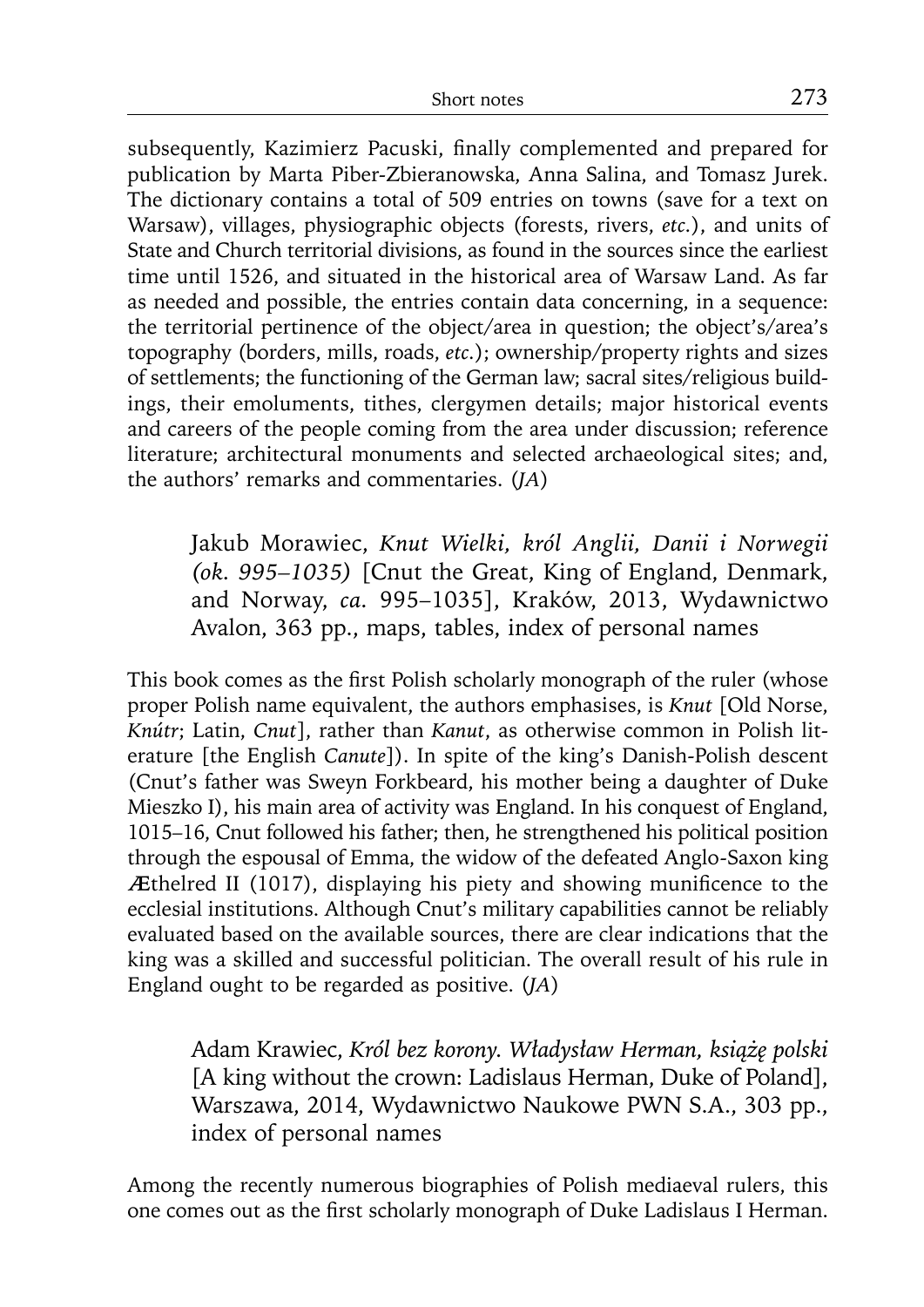subsequently, Kazimierz Pacuski, finally complemented and prepared for publication by Marta Piber-Zbieranowska, Anna Salina, and Tomasz Jurek. The dictionary contains a total of 509 entries on towns (save for a text on Warsaw), villages, physiographic objects (forests, rivers, *etc.*), and units of State and Church territorial divisions, as found in the sources since the earliest time until 1526, and situated in the historical area of Warsaw Land. As far as needed and possible, the entries contain data concerning, in a sequence: the territorial pertinence of the object/area in question; the object's/area's topography (borders, mills, roads, *etc.*); ownership/property rights and sizes of settlements; the functioning of the German law; sacral sites/religious buildings, their emoluments, tithes, clergymen details; major historical events and careers of the people coming from the area under discussion; reference literature; architectural monuments and selected archaeological sites; and, the authors' remarks and commentaries. (*JA*)

> Jakub Morawiec, *Knut Wielki, król Anglii, Danii i Norwegii (ok. 995–1035)* [Cnut the Great, King of England, Denmark, and Norway, *ca.* 995–1035], Kraków, 2013, Wydawnictwo Avalon, 363 pp., maps, tables, index of personal names

This book comes as the first Polish scholarly monograph of the ruler (whose proper Polish name equivalent, the authors emphasises, is *Knut* [Old Norse, *Knútr*; Latin, *Cnut*], rather than *Kanut*, as otherwise common in Polish literature [the English *Canute*]). In spite of the king's Danish-Polish descent (Cnut's father was Sweyn Forkbeard, his mother being a daughter of Duke Mieszko I), his main area of activity was England. In his conquest of England, 1015–16, Cnut followed his father; then, he strengthened his political position through the espousal of Emma, the widow of the defeated Anglo-Saxon king Æthelred II (1017), displaying his piety and showing munificence to the ecclesial institutions. Although Cnut's military capabilities cannot be reliably evaluated based on the available sources, there are clear indications that the king was a skilled and successful politician. The overall result of his rule in England ought to be regarded as positive. (*JA*)

> Adam Krawiec, *Król bez korony. Władysław Herman, książę polski* [A king without the crown: Ladislaus Herman, Duke of Poland], Warszawa, 2014, Wydawnictwo Naukowe PWN S.A., 303 pp., index of personal names

Among the recently numerous biographies of Polish mediaeval rulers, this one comes out as the first scholarly monograph of Duke Ladislaus I Herman.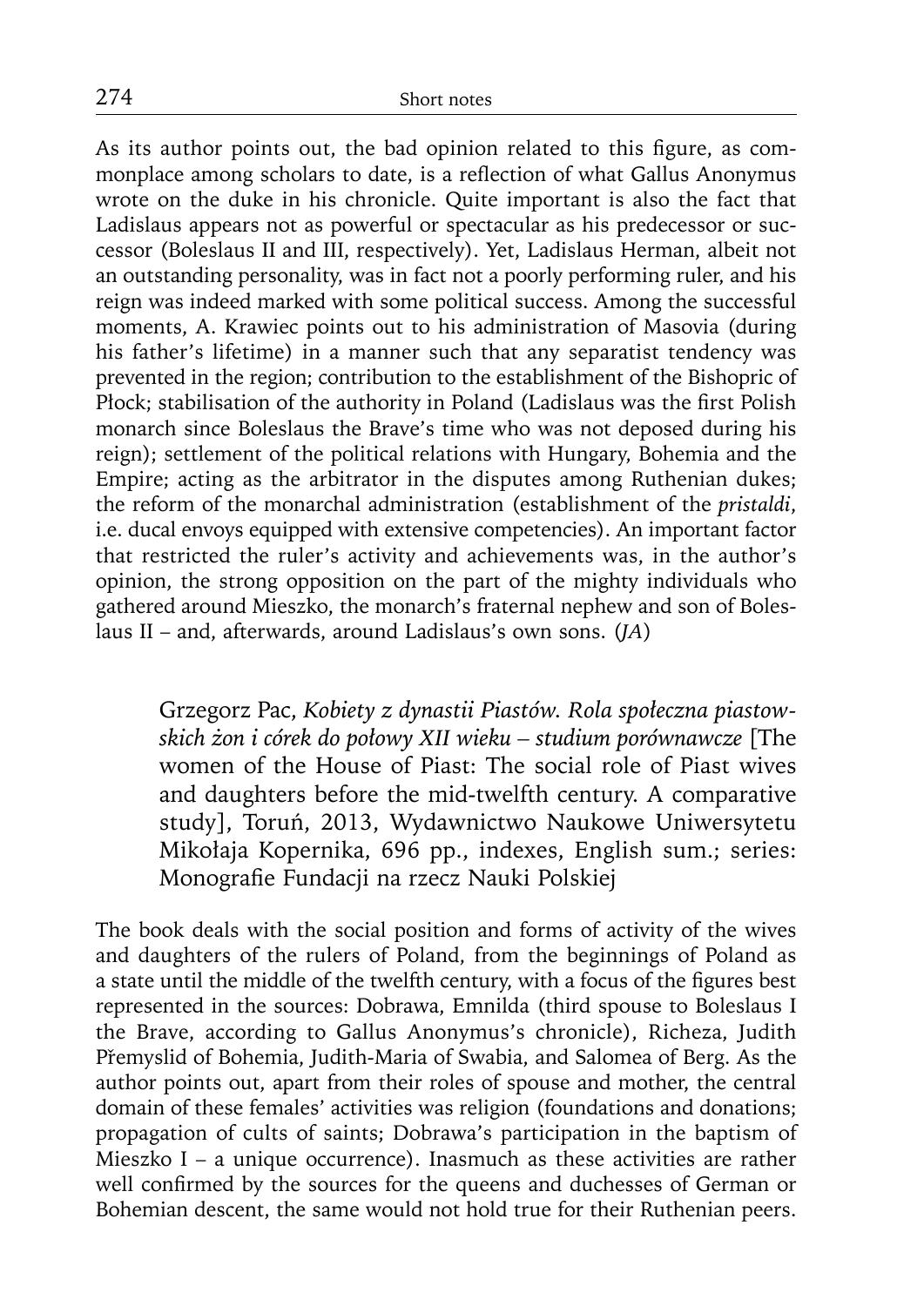As its author points out, the bad opinion related to this figure, as commonplace among scholars to date, is a reflection of what Gallus Anonymus wrote on the duke in his chronicle. Quite important is also the fact that Ladislaus appears not as powerful or spectacular as his predecessor or successor (Boleslaus II and III, respectively). Yet, Ladislaus Herman, albeit not an outstanding personality, was in fact not a poorly performing ruler, and his reign was indeed marked with some political success. Among the successful moments, A. Krawiec points out to his administration of Masovia (during his father's lifetime) in a manner such that any separatist tendency was prevented in the region; contribution to the establishment of the Bishopric of Płock; stabilisation of the authority in Poland (Ladislaus was the first Polish monarch since Boleslaus the Brave's time who was not deposed during his reign); settlement of the political relations with Hungary, Bohemia and the Empire; acting as the arbitrator in the disputes among Ruthenian dukes; the reform of the monarchal administration (establishment of the *pristaldi*, i.e. ducal envoys equipped with extensive competencies). An important factor that restricted the ruler's activity and achievements was, in the author's opinion, the strong opposition on the part of the mighty individuals who gathered around Mieszko, the monarch's fraternal nephew and son of Boleslaus II – and, afterwards, around Ladislaus's own sons. (*JA*)

Grzegorz Pac, *Kobiety z dynastii Piastów. Rola społeczna piastowskich żon i córek do połowy XII wieku – studium porównawcze* [The women of the House of Piast: The social role of Piast wives and daughters before the mid-twelfth century. A comparative study], Toruń, 2013, Wydawnictwo Naukowe Uniwersytetu Mikołaja Kopernika, 696 pp., indexes, English sum.; series: Monografie Fundacji na rzecz Nauki Polskiej

The book deals with the social position and forms of activity of the wives and daughters of the rulers of Poland, from the beginnings of Poland as a state until the middle of the twelfth century, with a focus of the figures best represented in the sources: Dobrawa, Emnilda (third spouse to Boleslaus I the Brave, according to Gallus Anonymus's chronicle), Richeza, Judith Přemyslid of Bohemia, Judith-Maria of Swabia, and Salomea of Berg. As the author points out, apart from their roles of spouse and mother, the central domain of these females' activities was religion (foundations and donations; propagation of cults of saints; Dobrawa's participation in the baptism of Mieszko I – a unique occurrence). Inasmuch as these activities are rather well confirmed by the sources for the queens and duchesses of German or Bohemian descent, the same would not hold true for their Ruthenian peers.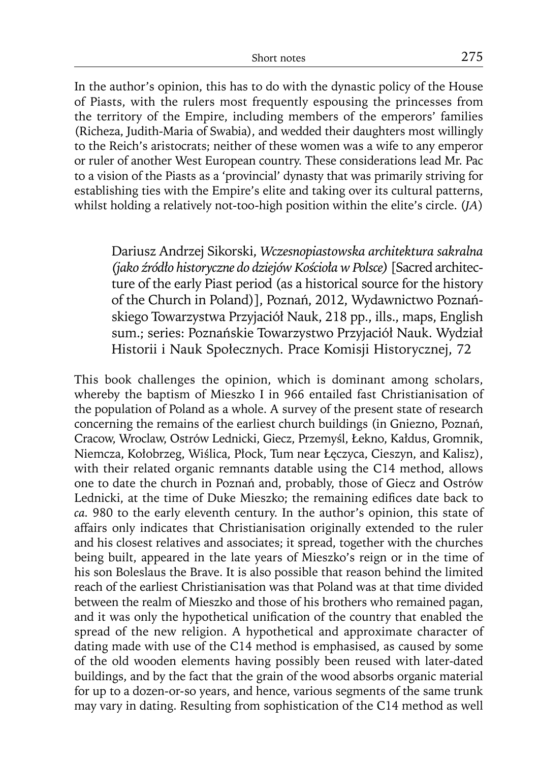In the author's opinion, this has to do with the dynastic policy of the House of Piasts, with the rulers most frequently espousing the princesses from the territory of the Empire, including members of the emperors' families (Richeza, Judith-Maria of Swabia), and wedded their daughters most willingly to the Reich's aristocrats; neither of these women was a wife to any emperor or ruler of another West European country. These considerations lead Mr. Pac to a vision of the Piasts as a 'provincial' dynasty that was primarily striving for establishing ties with the Empire's elite and taking over its cultural patterns, whilst holding a relatively not-too-high position within the elite's circle. (*JA*)

Dariusz Andrzej Sikorski, *Wczesnopiastowska architektura sakralna (jako źródło historyczne do dziejów Kościoła w Polsce)* [Sacred architecture of the early Piast period (as a historical source for the history of the Church in Poland)], Poznań, 2012, Wydawnictwo Poznańskiego Towarzystwa Przyjaciół Nauk, 218 pp., ills., maps, English sum.; series: Poznańskie Towarzystwo Przyjaciół Nauk. Wydział Historii i Nauk Społecznych. Prace Komisji Historycznej, 72

This book challenges the opinion, which is dominant among scholars, whereby the baptism of Mieszko I in 966 entailed fast Christianisation of the population of Poland as a whole. A survey of the present state of research concerning the remains of the earliest church buildings (in Gniezno, Poznań, Cracow, Wroclaw, Ostrów Lednicki, Giecz, Przemyśl, Łekno, Kałdus, Gromnik, Niemcza, Kołobrzeg, Wiślica, Płock, Tum near Łęczyca, Cieszyn, and Kalisz), with their related organic remnants datable using the C14 method, allows one to date the church in Poznań and, probably, those of Giecz and Ostrów Lednicki, at the time of Duke Mieszko; the remaining edifices date back to *ca.* 980 to the early eleventh century. In the author's opinion, this state of affairs only indicates that Christianisation originally extended to the ruler and his closest relatives and associates; it spread, together with the churches being built, appeared in the late years of Mieszko's reign or in the time of his son Boleslaus the Brave. It is also possible that reason behind the limited reach of the earliest Christianisation was that Poland was at that time divided between the realm of Mieszko and those of his brothers who remained pagan, and it was only the hypothetical unification of the country that enabled the spread of the new religion. A hypothetical and approximate character of dating made with use of the C14 method is emphasised, as caused by some of the old wooden elements having possibly been reused with later-dated buildings, and by the fact that the grain of the wood absorbs organic material for up to a dozen-or-so years, and hence, various segments of the same trunk may vary in dating. Resulting from sophistication of the C14 method as well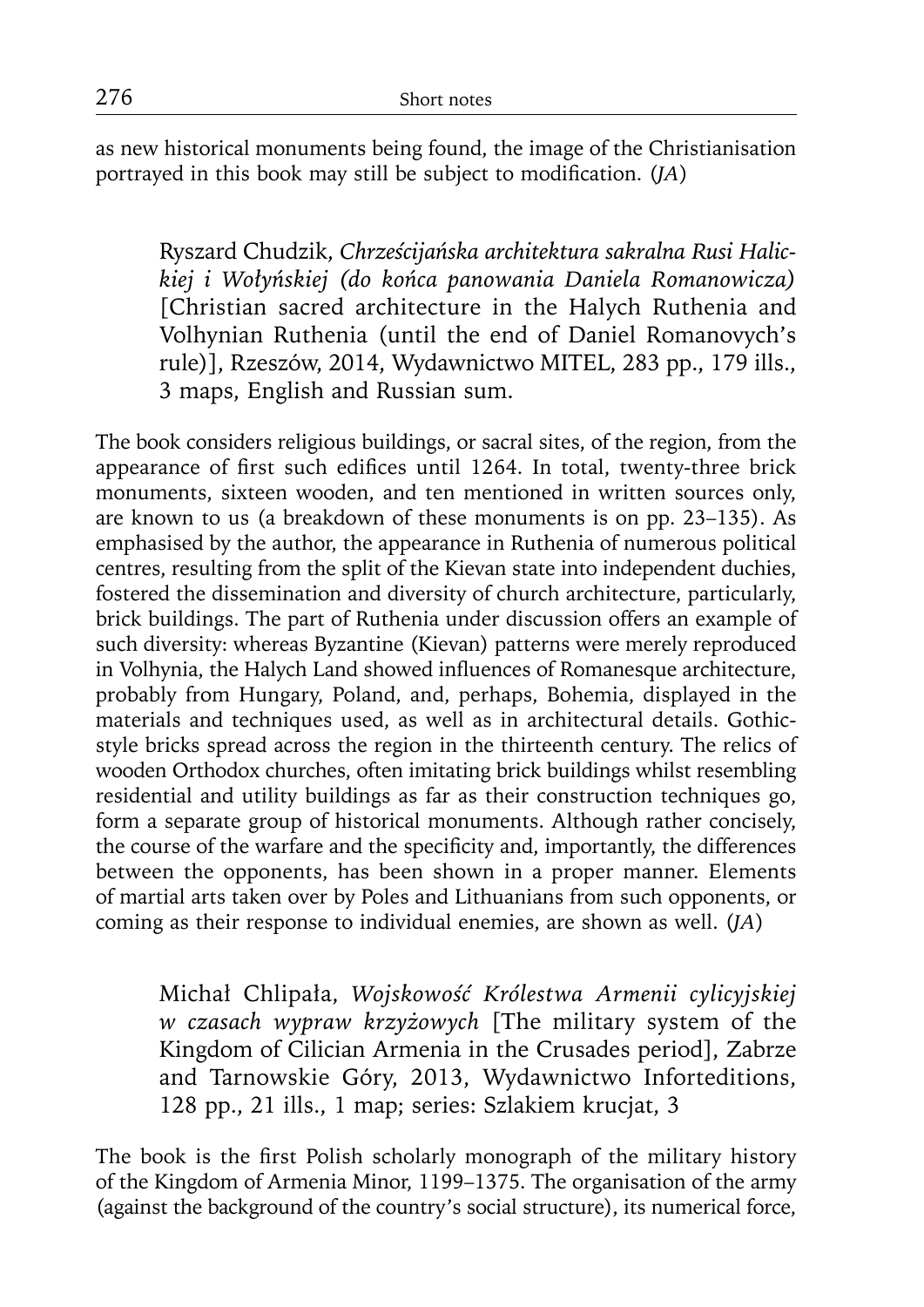as new historical monuments being found, the image of the Christianisation portrayed in this book may still be subject to modification. (*JA*)

Ryszard Chudzik, *Chrześcijańska architektura sakralna Rusi Halickiej i Wołyńskiej (do końca panowania Daniela Romanowicza)* [Christian sacred architecture in the Halych Ruthenia and Volhynian Ruthenia (until the end of Daniel Romanovych's rule)], Rzeszów, 2014, Wydawnictwo MITEL, 283 pp., 179 ills., 3 maps, English and Russian sum.

The book considers religious buildings, or sacral sites, of the region, from the appearance of first such edifices until 1264. In total, twenty-three brick monuments, sixteen wooden, and ten mentioned in written sources only, are known to us (a breakdown of these monuments is on pp. 23–135). As emphasised by the author, the appearance in Ruthenia of numerous political centres, resulting from the split of the Kievan state into independent duchies, fostered the dissemination and diversity of church architecture, particularly, brick buildings. The part of Ruthenia under discussion offers an example of such diversity: whereas Byzantine (Kievan) patterns were merely reproduced in Volhynia, the Halych Land showed influences of Romanesque architecture, probably from Hungary, Poland, and, perhaps, Bohemia, displayed in the materials and techniques used, as well as in architectural details. Gothic-style bricks spread across the region in the thirteenth century. The relics of wooden Orthodox churches, often imitating brick buildings whilst resembling residential and utility buildings as far as their construction techniques go, form a separate group of historical monuments. Although rather concisely, the course of the warfare and the specificity and, importantly, the differences between the opponents, has been shown in a proper manner. Elements of martial arts taken over by Poles and Lithuanians from such opponents, or coming as their response to individual enemies, are shown as well. (*JA*)

Michał Chlipała, *Wojskowość Królestwa Armenii cylicyjskiej w czasach wypraw krzyżowych* [The military system of the Kingdom of Cilician Armenia in the Crusades period], Zabrze and Tarnowskie Góry, 2013, Wydawnictwo Inforteditions, 128 pp., 21 ills., 1 map; series: Szlakiem krucjat, 3

The book is the first Polish scholarly monograph of the military history of the Kingdom of Armenia Minor, 1199–1375. The organisation of the army (against the background of the country's social structure), its numerical force,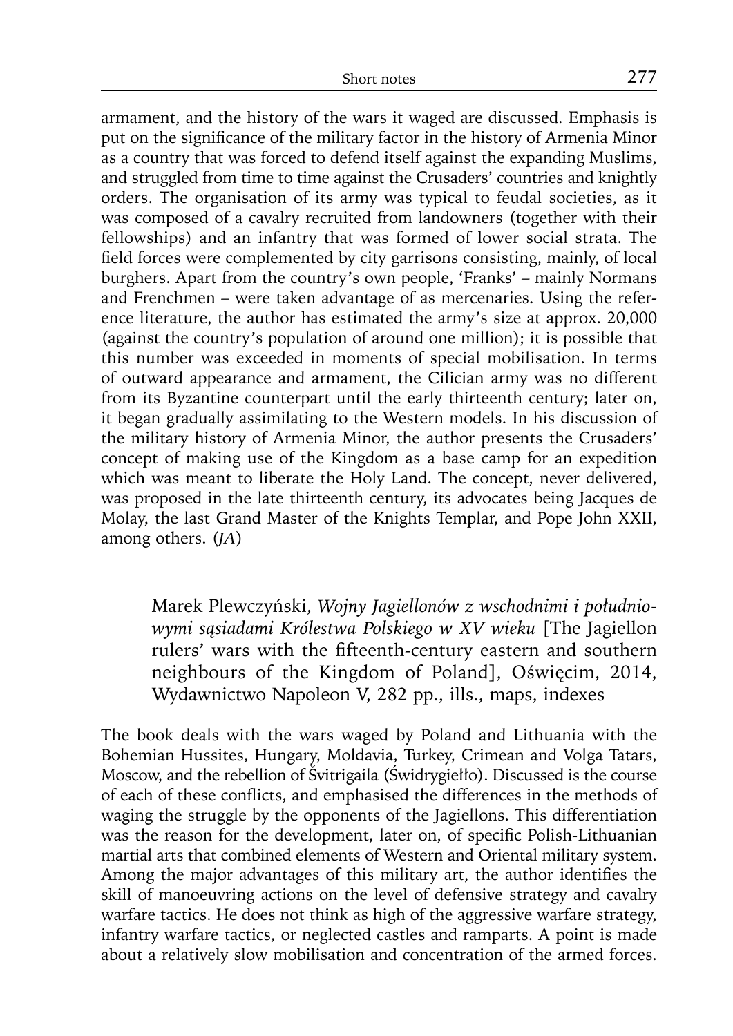armament, and the history of the wars it waged are discussed. Emphasis is put on the significance of the military factor in the history of Armenia Minor as a country that was forced to defend itself against the expanding Muslims, and struggled from time to time against the Crusaders' countries and knightly orders. The organisation of its army was typical to feudal societies, as it was composed of a cavalry recruited from landowners (together with their fellowships) and an infantry that was formed of lower social strata. The field forces were complemented by city garrisons consisting, mainly, of local burghers. Apart from the country's own people, 'Franks' – mainly Normans and Frenchmen – were taken advantage of as mercenaries. Using the reference literature, the author has estimated the army's size at approx. 20,000 (against the country's population of around one million); it is possible that this number was exceeded in moments of special mobilisation. In terms of outward appearance and armament, the Cilician army was no different from its Byzantine counterpart until the early thirteenth century; later on, it began gradually assimilating to the Western models. In his discussion of the military history of Armenia Minor, the author presents the Crusaders' concept of making use of the Kingdom as a base camp for an expedition which was meant to liberate the Holy Land. The concept, never delivered, was proposed in the late thirteenth century, its advocates being Jacques de Molay, the last Grand Master of the Knights Templar, and Pope John XXII, among others. (*JA*)

Marek Plewczyński, *Wojny Jagiellonów z wschodnimi i południowymi sąsiadami Królestwa Polskiego w XV wieku* [The Jagiellon rulers' wars with the fifteenth-century eastern and southern neighbours of the Kingdom of Poland], Oświęcim, 2014, Wydawnictwo Napoleon V, 282 pp., ills., maps, indexes

The book deals with the wars waged by Poland and Lithuania with the Bohemian Hussites, Hungary, Moldavia, Turkey, Crimean and Volga Tatars, Moscow, and the rebellion of Švitrigaila (Świdrygiełło). Discussed is the course of each of these conflicts, and emphasised the differences in the methods of waging the struggle by the opponents of the Jagiellons. This differentiation was the reason for the development, later on, of specific Polish-Lithuanian martial arts that combined elements of Western and Oriental military system. Among the major advantages of this military art, the author identifies the skill of manoeuvring actions on the level of defensive strategy and cavalry warfare tactics. He does not think as high of the aggressive warfare strategy, infantry warfare tactics, or neglected castles and ramparts. A point is made about a relatively slow mobilisation and concentration of the armed forces.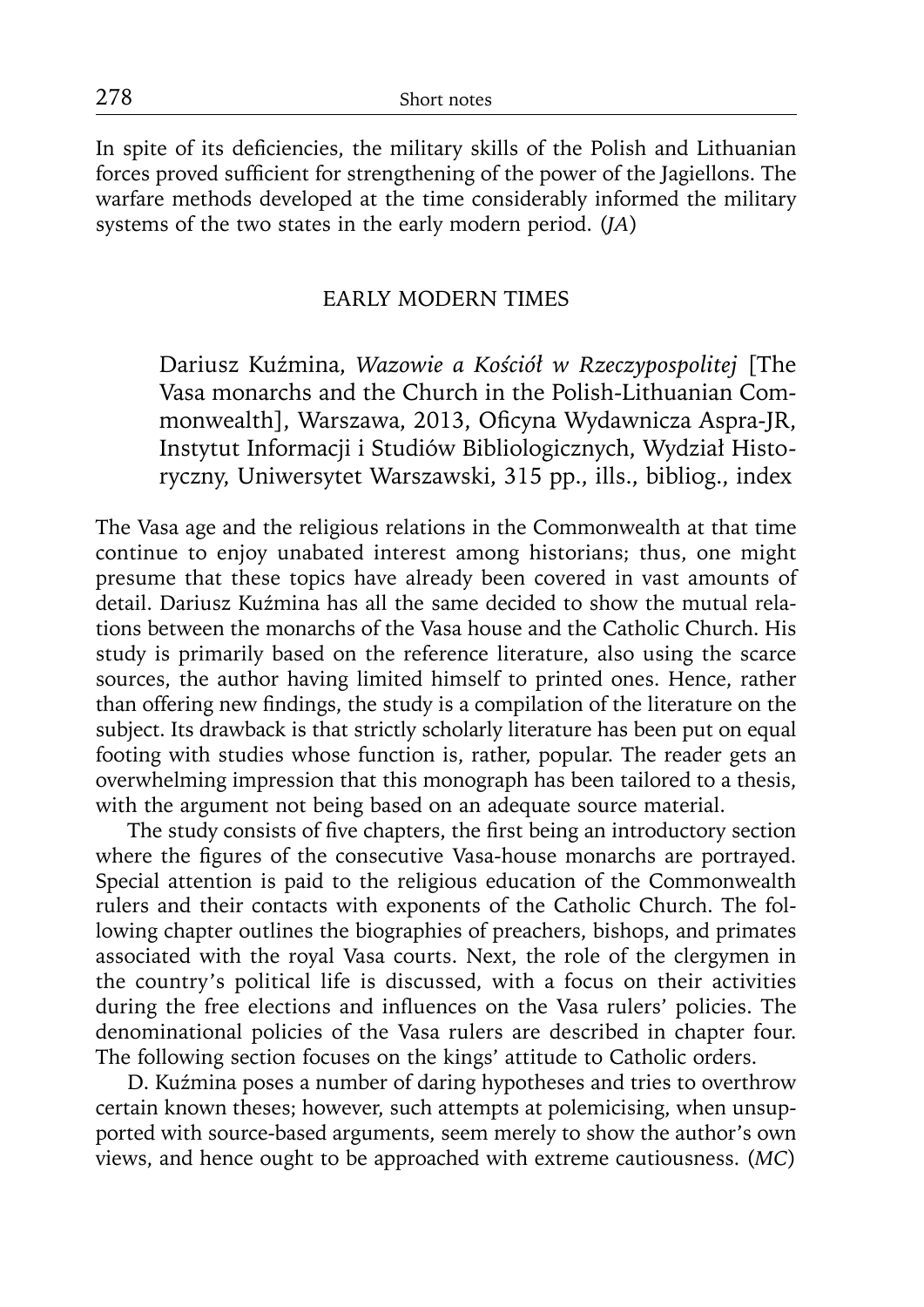In spite of its deficiencies, the military skills of the Polish and Lithuanian forces proved sufficient for strengthening of the power of the Jagiellons. The warfare methods developed at the time considerably informed the military systems of the two states in the early modern period. (*JA*)

## EARLY MODERN TIMES

Dariusz Kuźmina, *Wazowie a Kościół w Rzeczypospolitej* [The Vasa monarchs and the Church in the Polish-Lithuanian Commonwealth], Warszawa, 2013, Oficyna Wydawnicza Aspra-JR, Instytut Informacji i Studiów Bibliologicznych, Wydział Historyczny, Uniwersytet Warszawski, 315 pp., ills., bibliog., index

The Vasa age and the religious relations in the Commonwealth at that time continue to enjoy unabated interest among historians; thus, one might presume that these topics have already been covered in vast amounts of detail. Dariusz Kuźmina has all the same decided to show the mutual relations between the monarchs of the Vasa house and the Catholic Church. His study is primarily based on the reference literature, also using the scarce sources, the author having limited himself to printed ones. Hence, rather than offering new findings, the study is a compilation of the literature on the subject. Its drawback is that strictly scholarly literature has been put on equal footing with studies whose function is, rather, popular. The reader gets an overwhelming impression that this monograph has been tailored to a thesis, with the argument not being based on an adequate source material.

The study consists of five chapters, the first being an introductory section where the figures of the consecutive Vasa-house monarchs are portrayed. Special attention is paid to the religious education of the Commonwealth rulers and their contacts with exponents of the Catholic Church. The following chapter outlines the biographies of preachers, bishops, and primates associated with the royal Vasa courts. Next, the role of the clergymen in the country's political life is discussed, with a focus on their activities during the free elections and influences on the Vasa rulers' policies. The denominational policies of the Vasa rulers are described in chapter four. The following section focuses on the kings' attitude to Catholic orders.

D. Kuźmina poses a number of daring hypotheses and tries to overthrow certain known theses; however, such attempts at polemicising, when unsupported with source-based arguments, seem merely to show the author's own views, and hence ought to be approached with extreme cautiousness. (*MC*)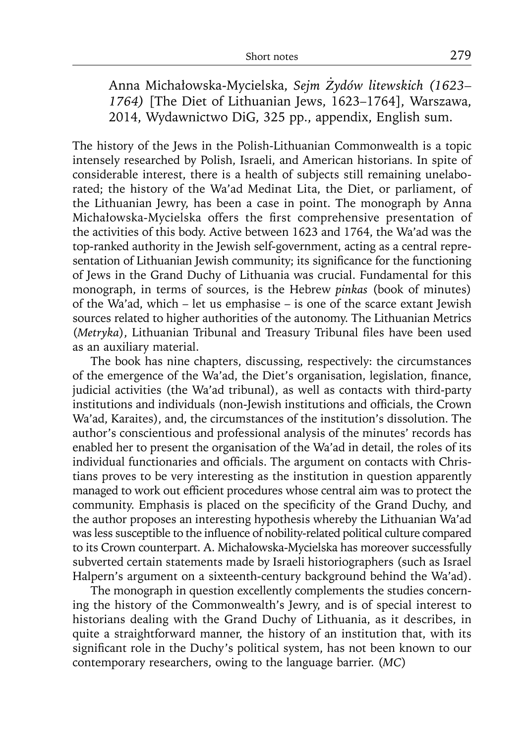Anna Michałowska-Mycielska, *Sejm Żydów litewskich (1623–1764)* [The Diet of Lithuanian Jews, 1623–1764], Warszawa, 2014, Wydawnictwo DiG, 325 pp., appendix, English sum.

The history of the Jews in the Polish-Lithuanian Commonwealth is a topic intensely researched by Polish, Israeli, and American historians. In spite of considerable interest, there is a health of subjects still remaining unelaborated; the history of the Wa'ad Medinat Lita, the Diet, or parliament, of the Lithuanian Jewry, has been a case in point. The monograph by Anna Michałowska-Mycielska offers the first comprehensive presentation of the activities of this body. Active between 1623 and 1764, the Wa'ad was the top-ranked authority in the Jewish self-government, acting as a central representation of Lithuanian Jewish community; its significance for the functioning of Jews in the Grand Duchy of Lithuania was crucial. Fundamental for this monograph, in terms of sources, is the Hebrew *pinkas* (book of minutes) of the Wa'ad, which – let us emphasise – is one of the scarce extant Jewish sources related to higher authorities of the autonomy. The Lithuanian Metrics (*Metryka*), Lithuanian Tribunal and Treasury Tribunal files have been used as an auxiliary material.

The book has nine chapters, discussing, respectively: the circumstances of the emergence of the Wa'ad, the Diet's organisation, legislation, finance, judicial activities (the Wa'ad tribunal), as well as contacts with third-party institutions and individuals (non-Jewish institutions and officials, the Crown Wa'ad, Karaites), and, the circumstances of the institution's dissolution. The author's conscientious and professional analysis of the minutes' records has enabled her to present the organisation of the Wa'ad in detail, the roles of its individual functionaries and officials. The argument on contacts with Christians proves to be very interesting as the institution in question apparently managed to work out efficient procedures whose central aim was to protect the community. Emphasis is placed on the specificity of the Grand Duchy, and the author proposes an interesting hypothesis whereby the Lithuanian Wa'ad was less susceptible to the influence of nobility-related political culture compared to its Crown counterpart. A. Michałowska-Mycielska has moreover successfully subverted certain statements made by Israeli historiographers (such as Israel Halpern's argument on a sixteenth-century background behind the Wa'ad).

The monograph in question excellently complements the studies concerning the history of the Commonwealth's Jewry, and is of special interest to historians dealing with the Grand Duchy of Lithuania, as it describes, in quite a straightforward manner, the history of an institution that, with its significant role in the Duchy's political system, has not been known to our contemporary researchers, owing to the language barrier. (*MC*)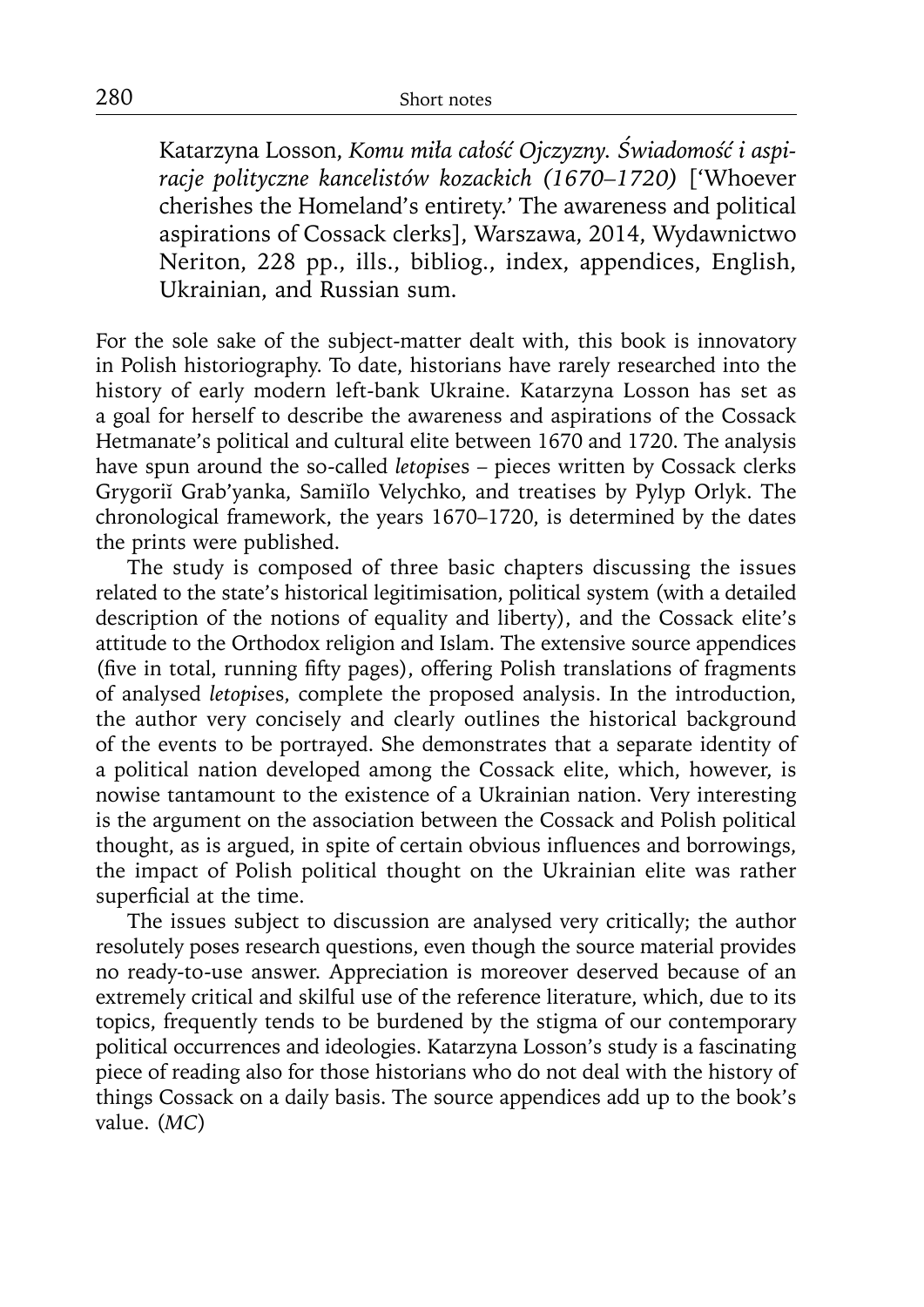Katarzyna Losson, *Komu miła całość Ojczyzny. Świadomość i aspiracje polityczne kancelistów kozackich (1670–1720)* ['Whoever cherishes the Homeland's entirety.' The awareness and political aspirations of Cossack clerks], Warszawa, 2014, Wydawnictwo Neriton, 228 pp., ills., bibliog., index, appendices, English, Ukrainian, and Russian sum.

For the sole sake of the subject-matter dealt with, this book is innovatory in Polish historiography. To date, historians have rarely researched into the history of early modern left-bank Ukraine. Katarzyna Losson has set as a goal for herself to describe the awareness and aspirations of the Cossack Hetmanate's political and cultural elite between 1670 and 1720. The analysis have spun around the so-called *letopis*es – pieces written by Cossack clerks Grygoriĭ Grab'yanka, Samiĭlo Velychko, and treatises by Pylyp Orlyk. The chronological framework, the years 1670–1720, is determined by the dates the prints were published.

The study is composed of three basic chapters discussing the issues related to the state's historical legitimisation, political system (with a detailed description of the notions of equality and liberty), and the Cossack elite's attitude to the Orthodox religion and Islam. The extensive source appendices (five in total, running fifty pages), offering Polish translations of fragments of analysed *letopis*es, complete the proposed analysis. In the introduction, the author very concisely and clearly outlines the historical background of the events to be portrayed. She demonstrates that a separate identity of a political nation developed among the Cossack elite, which, however, is nowise tantamount to the existence of a Ukrainian nation. Very interesting is the argument on the association between the Cossack and Polish political thought, as is argued, in spite of certain obvious influences and borrowings, the impact of Polish political thought on the Ukrainian elite was rather superficial at the time.

The issues subject to discussion are analysed very critically; the author resolutely poses research questions, even though the source material provides no ready-to-use answer. Appreciation is moreover deserved because of an extremely critical and skilful use of the reference literature, which, due to its topics, frequently tends to be burdened by the stigma of our contemporary political occurrences and ideologies. Katarzyna Losson's study is a fascinating piece of reading also for those historians who do not deal with the history of things Cossack on a daily basis. The source appendices add up to the book's value. (*MC*)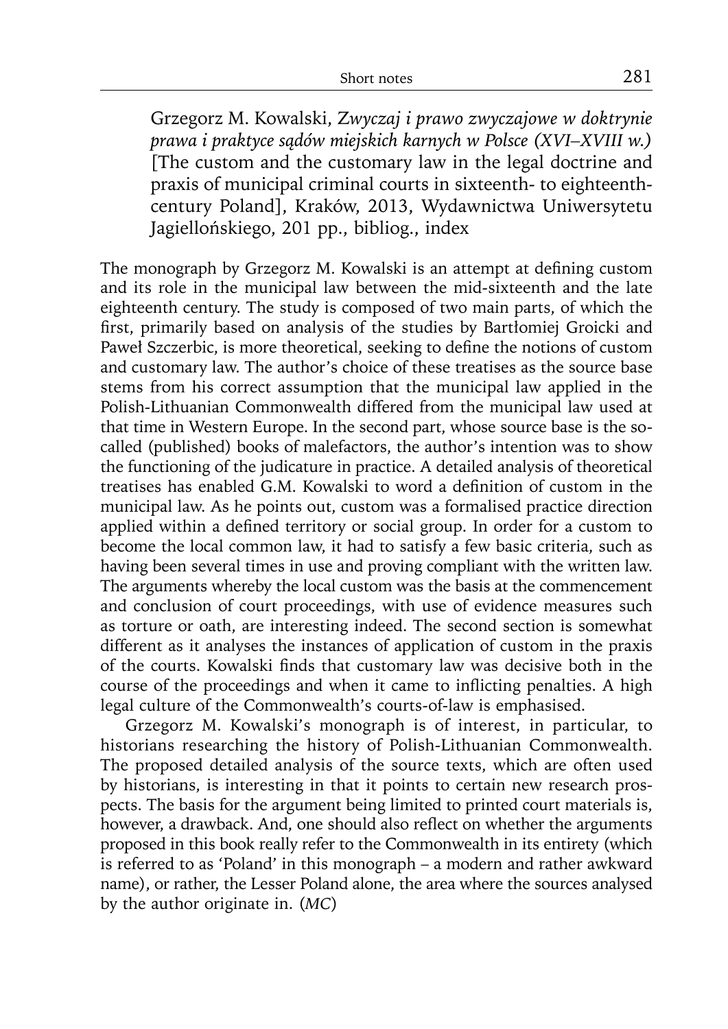Grzegorz M. Kowalski, *Zwyczaj i prawo zwyczajowe w doktrynie prawa i praktyce sądów miejskich karnych w Polsce (XVI–XVIII w.)* [The custom and the customary law in the legal doctrine and praxis of municipal criminal courts in sixteenth- to eighteenth-century Poland], Kraków, 2013, Wydawnictwa Uniwersytetu Jagiellońskiego, 201 pp., bibliog., index

The monograph by Grzegorz M. Kowalski is an attempt at defining custom and its role in the municipal law between the mid-sixteenth and the late eighteenth century. The study is composed of two main parts, of which the first, primarily based on analysis of the studies by Bartłomiej Groicki and Paweł Szczerbic, is more theoretical, seeking to define the notions of custom and customary law. The author's choice of these treatises as the source base stems from his correct assumption that the municipal law applied in the Polish-Lithuanian Commonwealth differed from the municipal law used at that time in Western Europe. In the second part, whose source base is the so-called (published) books of malefactors, the author's intention was to show the functioning of the judicature in practice. A detailed analysis of theoretical treatises has enabled G.M. Kowalski to word a definition of custom in the municipal law. As he points out, custom was a formalised practice direction applied within a defined territory or social group. In order for a custom to become the local common law, it had to satisfy a few basic criteria, such as having been several times in use and proving compliant with the written law. The arguments whereby the local custom was the basis at the commencement and conclusion of court proceedings, with use of evidence measures such as torture or oath, are interesting indeed. The second section is somewhat different as it analyses the instances of application of custom in the praxis of the courts. Kowalski finds that customary law was decisive both in the course of the proceedings and when it came to inflicting penalties. A high legal culture of the Commonwealth's courts-of-law is emphasised.

Grzegorz M. Kowalski's monograph is of interest, in particular, to historians researching the history of Polish-Lithuanian Commonwealth. The proposed detailed analysis of the source texts, which are often used by historians, is interesting in that it points to certain new research prospects. The basis for the argument being limited to printed court materials is, however, a drawback. And, one should also reflect on whether the arguments proposed in this book really refer to the Commonwealth in its entirety (which is referred to as 'Poland' in this monograph – a modern and rather awkward name), or rather, the Lesser Poland alone, the area where the sources analysed by the author originate in. (*MC*)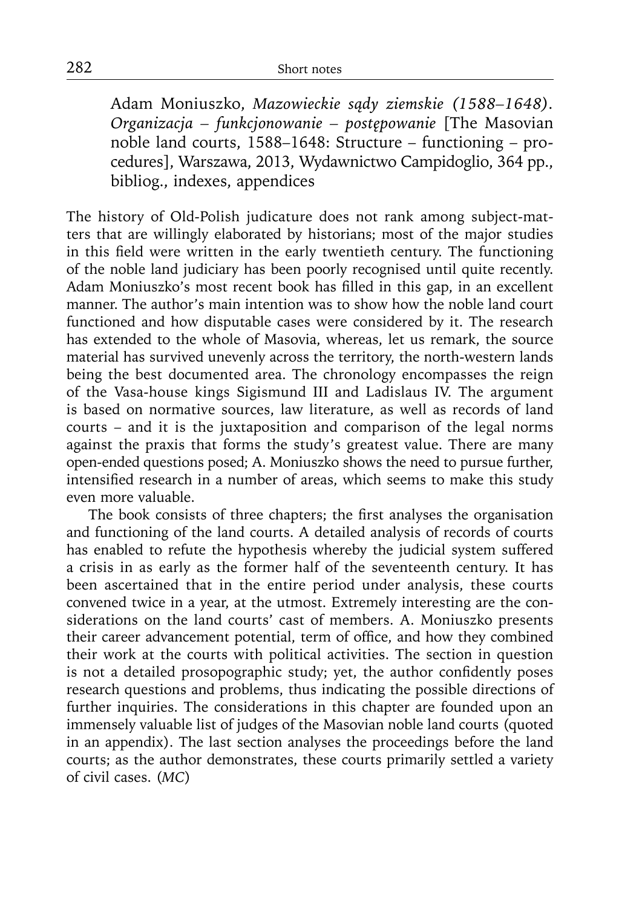Adam Moniuszko, *Mazowieckie sądy ziemskie (1588–1648). Organizacja – funkcjonowanie – postępowanie* [The Masovian noble land courts, 1588–1648: Structure – functioning – procedures], Warszawa, 2013, Wydawnictwo Campidoglio, 364 pp., bibliog., indexes, appendices

The history of Old-Polish judicature does not rank among subject-matters that are willingly elaborated by historians; most of the major studies in this field were written in the early twentieth century. The functioning of the noble land judiciary has been poorly recognised until quite recently. Adam Moniuszko's most recent book has filled in this gap, in an excellent manner. The author's main intention was to show how the noble land court functioned and how disputable cases were considered by it. The research has extended to the whole of Masovia, whereas, let us remark, the source material has survived unevenly across the territory, the north-western lands being the best documented area. The chronology encompasses the reign of the Vasa-house kings Sigismund III and Ladislaus IV. The argument is based on normative sources, law literature, as well as records of land courts – and it is the juxtaposition and comparison of the legal norms against the praxis that forms the study's greatest value. There are many open-ended questions posed; A. Moniuszko shows the need to pursue further, intensified research in a number of areas, which seems to make this study even more valuable.

The book consists of three chapters; the first analyses the organisation and functioning of the land courts. A detailed analysis of records of courts has enabled to refute the hypothesis whereby the judicial system suffered a crisis in as early as the former half of the seventeenth century. It has been ascertained that in the entire period under analysis, these courts convened twice in a year, at the utmost. Extremely interesting are the considerations on the land courts' cast of members. A. Moniuszko presents their career advancement potential, term of office, and how they combined their work at the courts with political activities. The section in question is not a detailed prosopographic study; yet, the author confidently poses research questions and problems, thus indicating the possible directions of further inquiries. The considerations in this chapter are founded upon an immensely valuable list of judges of the Masovian noble land courts (quoted in an appendix). The last section analyses the proceedings before the land courts; as the author demonstrates, these courts primarily settled a variety of civil cases. (*MC*)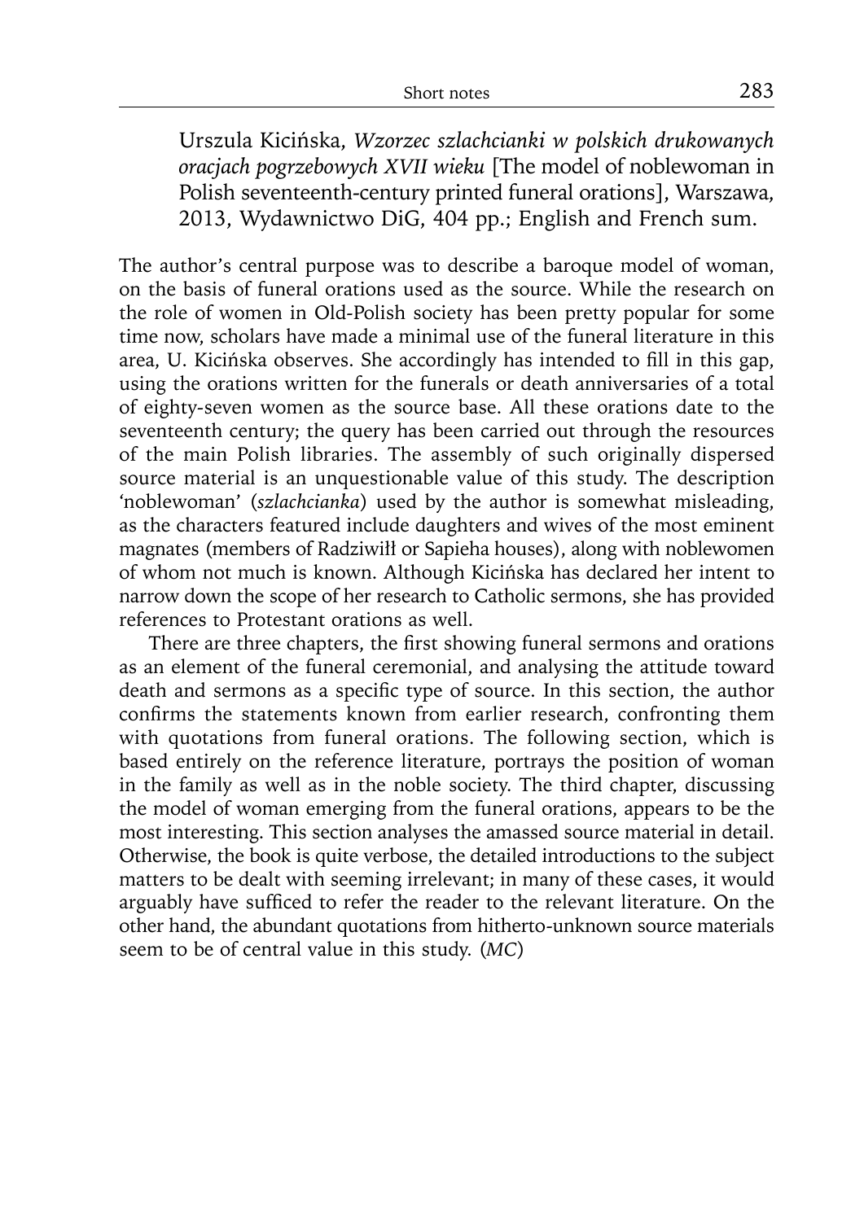Urszula Kicińska, *Wzorzec szlachcianki w polskich drukowanych oracjach pogrzebowych XVII wieku* [The model of noblewoman in Polish seventeenth-century printed funeral orations], Warszawa, 2013, Wydawnictwo DiG, 404 pp.; English and French sum.

The author's central purpose was to describe a baroque model of woman, on the basis of funeral orations used as the source. While the research on the role of women in Old-Polish society has been pretty popular for some time now, scholars have made a minimal use of the funeral literature in this area, U. Kicińska observes. She accordingly has intended to fill in this gap, using the orations written for the funerals or death anniversaries of a total of eighty-seven women as the source base. All these orations date to the seventeenth century; the query has been carried out through the resources of the main Polish libraries. The assembly of such originally dispersed source material is an unquestionable value of this study. The description 'noblewoman' (*szlachcianka*) used by the author is somewhat misleading, as the characters featured include daughters and wives of the most eminent magnates (members of Radziwiłł or Sapieha houses), along with noblewomen of whom not much is known. Although Kicińska has declared her intent to narrow down the scope of her research to Catholic sermons, she has provided references to Protestant orations as well.

There are three chapters, the first showing funeral sermons and orations as an element of the funeral ceremonial, and analysing the attitude toward death and sermons as a specific type of source. In this section, the author confirms the statements known from earlier research, confronting them with quotations from funeral orations. The following section, which is based entirely on the reference literature, portrays the position of woman in the family as well as in the noble society. The third chapter, discussing the model of woman emerging from the funeral orations, appears to be the most interesting. This section analyses the amassed source material in detail. Otherwise, the book is quite verbose, the detailed introductions to the subject matters to be dealt with seeming irrelevant; in many of these cases, it would arguably have sufficed to refer the reader to the relevant literature. On the other hand, the abundant quotations from hitherto-unknown source materials seem to be of central value in this study. (*MC*)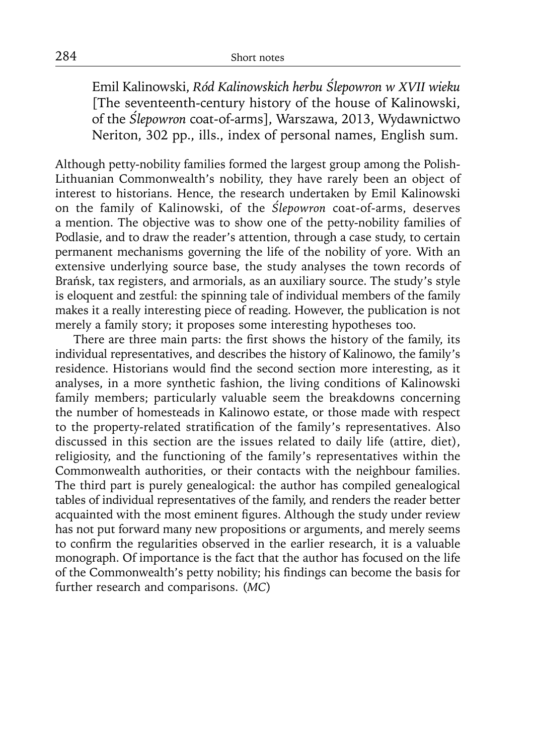Emil Kalinowski, *Ród Kalinowskich herbu Ślepowron w XVII wieku* [The seventeenth-century history of the house of Kalinowski, of the *Ślepowron* coat-of-arms], Warszawa, 2013, Wydawnictwo Neriton, 302 pp., ills., index of personal names, English sum.

Although petty-nobility families formed the largest group among the Polish-Lithuanian Commonwealth's nobility, they have rarely been an object of interest to historians. Hence, the research undertaken by Emil Kalinowski on the family of Kalinowski, of the *Ślepowron* coat-of-arms, deserves a mention. The objective was to show one of the petty-nobility families of Podlasie, and to draw the reader's attention, through a case study, to certain permanent mechanisms governing the life of the nobility of yore. With an extensive underlying source base, the study analyses the town records of Brańsk, tax registers, and armorials, as an auxiliary source. The study's style is eloquent and zestful: the spinning tale of individual members of the family makes it a really interesting piece of reading. However, the publication is not merely a family story; it proposes some interesting hypotheses too.

There are three main parts: the first shows the history of the family, its individual representatives, and describes the history of Kalinowo, the family's residence. Historians would find the second section more interesting, as it analyses, in a more synthetic fashion, the living conditions of Kalinowski family members; particularly valuable seem the breakdowns concerning the number of homesteads in Kalinowo estate, or those made with respect to the property-related stratification of the family's representatives. Also discussed in this section are the issues related to daily life (attire, diet), religiosity, and the functioning of the family's representatives within the Commonwealth authorities, or their contacts with the neighbour families. The third part is purely genealogical: the author has compiled genealogical tables of individual representatives of the family, and renders the reader better acquainted with the most eminent figures. Although the study under review has not put forward many new propositions or arguments, and merely seems to confirm the regularities observed in the earlier research, it is a valuable monograph. Of importance is the fact that the author has focused on the life of the Commonwealth's petty nobility; his findings can become the basis for further research and comparisons. (*MC*)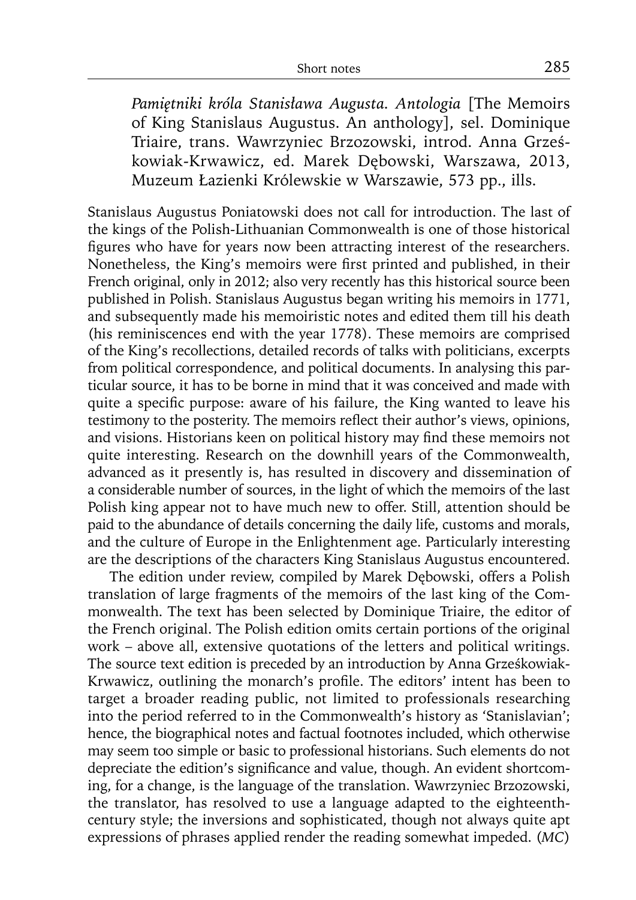*Pamiętniki króla Stanisława Augusta. Antologia* [The Memoirs of King Stanislaus Augustus. An anthology], sel. Dominique Triaire, trans. Wawrzyniec Brzozowski, introd. Anna Grześkowiak-Krwawicz, ed. Marek Dębowski, Warszawa, 2013, Muzeum Łazienki Królewskie w Warszawie, 573 pp., ills.

Stanislaus Augustus Poniatowski does not call for introduction. The last of the kings of the Polish-Lithuanian Commonwealth is one of those historical figures who have for years now been attracting interest of the researchers. Nonetheless, the King's memoirs were first printed and published, in their French original, only in 2012; also very recently has this historical source been published in Polish. Stanislaus Augustus began writing his memoirs in 1771, and subsequently made his memoiristic notes and edited them till his death (his reminiscences end with the year 1778). These memoirs are comprised of the King's recollections, detailed records of talks with politicians, excerpts from political correspondence, and political documents. In analysing this particular source, it has to be borne in mind that it was conceived and made with quite a specific purpose: aware of his failure, the King wanted to leave his testimony to the posterity. The memoirs reflect their author's views, opinions, and visions. Historians keen on political history may find these memoirs not quite interesting. Research on the downhill years of the Commonwealth, advanced as it presently is, has resulted in discovery and dissemination of a considerable number of sources, in the light of which the memoirs of the last Polish king appear not to have much new to offer. Still, attention should be paid to the abundance of details concerning the daily life, customs and morals, and the culture of Europe in the Enlightenment age. Particularly interesting are the descriptions of the characters King Stanislaus Augustus encountered.

The edition under review, compiled by Marek Dębowski, offers a Polish translation of large fragments of the memoirs of the last king of the Commonwealth. The text has been selected by Dominique Triaire, the editor of the French original. The Polish edition omits certain portions of the original work – above all, extensive quotations of the letters and political writings. The source text edition is preceded by an introduction by Anna Grześkowiak-Krwawicz, outlining the monarch's profile. The editors' intent has been to target a broader reading public, not limited to professionals researching into the period referred to in the Commonwealth's history as 'Stanislavian'; hence, the biographical notes and factual footnotes included, which otherwise may seem too simple or basic to professional historians. Such elements do not depreciate the edition's significance and value, though. An evident shortcoming, for a change, is the language of the translation. Wawrzyniec Brzozowski, the translator, has resolved to use a language adapted to the eighteenth-century style; the inversions and sophisticated, though not always quite apt expressions of phrases applied render the reading somewhat impeded. (*MC*)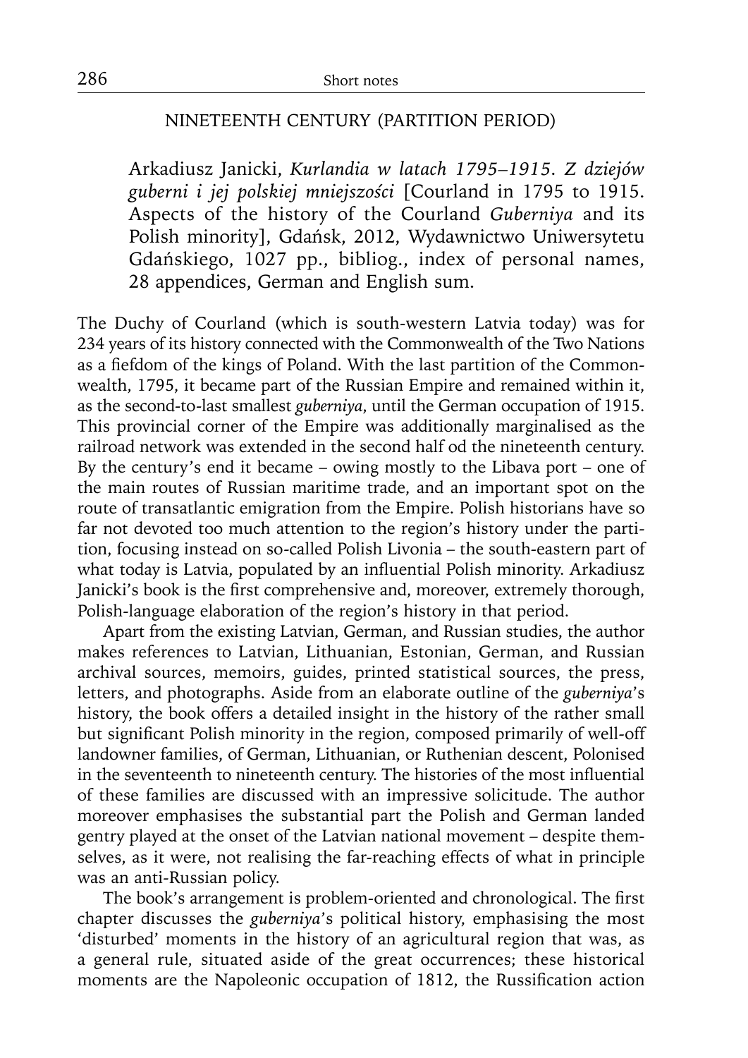## NINETEENTH CENTURY (PARTITION PERIOD)

Arkadiusz Janicki, *Kurlandia w latach 1795–1915. Z dziejów guberni i jej polskiej mniejszości* [Courland in 1795 to 1915. Aspects of the history of the Courland *Guberniya* and its Polish minority], Gdańsk, 2012, Wydawnictwo Uniwersytetu Gdańskiego, 1027 pp., bibliog., index of personal names, 28 appendices, German and English sum.

The Duchy of Courland (which is south-western Latvia today) was for 234 years of its history connected with the Commonwealth of the Two Nations as a fiefdom of the kings of Poland. With the last partition of the Commonwealth, 1795, it became part of the Russian Empire and remained within it, as the second-to-last smallest *guberniya*, until the German occupation of 1915. This provincial corner of the Empire was additionally marginalised as the railroad network was extended in the second half od the nineteenth century. By the century's end it became – owing mostly to the Libava port – one of the main routes of Russian maritime trade, and an important spot on the route of transatlantic emigration from the Empire. Polish historians have so far not devoted too much attention to the region's history under the partition, focusing instead on so-called Polish Livonia – the south-eastern part of what today is Latvia, populated by an influential Polish minority. Arkadiusz Janicki's book is the first comprehensive and, moreover, extremely thorough, Polish-language elaboration of the region's history in that period.

Apart from the existing Latvian, German, and Russian studies, the author makes references to Latvian, Lithuanian, Estonian, German, and Russian archival sources, memoirs, guides, printed statistical sources, the press, letters, and photographs. Aside from an elaborate outline of the *guberniya*'s history, the book offers a detailed insight in the history of the rather small but significant Polish minority in the region, composed primarily of well-off landowner families, of German, Lithuanian, or Ruthenian descent, Polonised in the seventeenth to nineteenth century. The histories of the most influential of these families are discussed with an impressive solicitude. The author moreover emphasises the substantial part the Polish and German landed gentry played at the onset of the Latvian national movement – despite themselves, as it were, not realising the far-reaching effects of what in principle was an anti-Russian policy.

The book's arrangement is problem-oriented and chronological. The first chapter discusses the *guberniya*'s political history, emphasising the most 'disturbed' moments in the history of an agricultural region that was, as a general rule, situated aside of the great occurrences; these historical moments are the Napoleonic occupation of 1812, the Russification action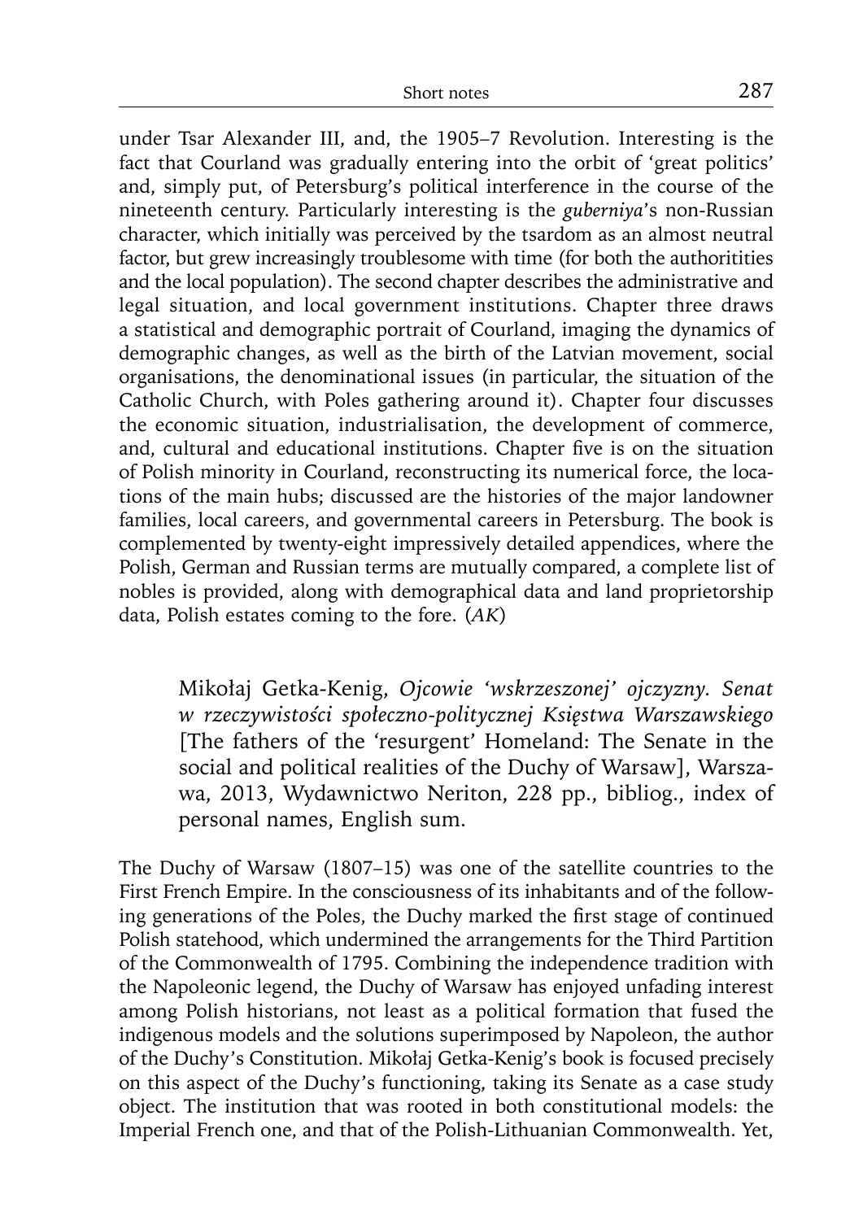under Tsar Alexander III, and, the 1905–7 Revolution. Interesting is the fact that Courland was gradually entering into the orbit of 'great politics' and, simply put, of Petersburg's political interference in the course of the nineteenth century. Particularly interesting is the *guberniya*'s non-Russian character, which initially was perceived by the tsardom as an almost neutral factor, but grew increasingly troublesome with time (for both the authoritities and the local population). The second chapter describes the administrative and legal situation, and local government institutions. Chapter three draws a statistical and demographic portrait of Courland, imaging the dynamics of demographic changes, as well as the birth of the Latvian movement, social organisations, the denominational issues (in particular, the situation of the Catholic Church, with Poles gathering around it). Chapter four discusses the economic situation, industrialisation, the development of commerce, and, cultural and educational institutions. Chapter five is on the situation of Polish minority in Courland, reconstructing its numerical force, the locations of the main hubs; discussed are the histories of the major landowner families, local careers, and governmental careers in Petersburg. The book is complemented by twenty-eight impressively detailed appendices, where the Polish, German and Russian terms are mutually compared, a complete list of nobles is provided, along with demographical data and land proprietorship data, Polish estates coming to the fore. (*AK*)

Mikołaj Getka-Kenig, *Ojcowie 'wskrzeszonej' ojczyzny. Senat w rzeczywistości społeczno-politycznej Księstwa Warszawskiego* [The fathers of the 'resurgent' Homeland: The Senate in the social and political realities of the Duchy of Warsaw], Warszawa, 2013, Wydawnictwo Neriton, 228 pp., bibliog., index of personal names, English sum.

The Duchy of Warsaw (1807–15) was one of the satellite countries to the First French Empire. In the consciousness of its inhabitants and of the following generations of the Poles, the Duchy marked the first stage of continued Polish statehood, which undermined the arrangements for the Third Partition of the Commonwealth of 1795. Combining the independence tradition with the Napoleonic legend, the Duchy of Warsaw has enjoyed unfading interest among Polish historians, not least as a political formation that fused the indigenous models and the solutions superimposed by Napoleon, the author of the Duchy's Constitution. Mikołaj Getka-Kenig's book is focused precisely on this aspect of the Duchy's functioning, taking its Senate as a case study object. The institution that was rooted in both constitutional models: the Imperial French one, and that of the Polish-Lithuanian Commonwealth. Yet,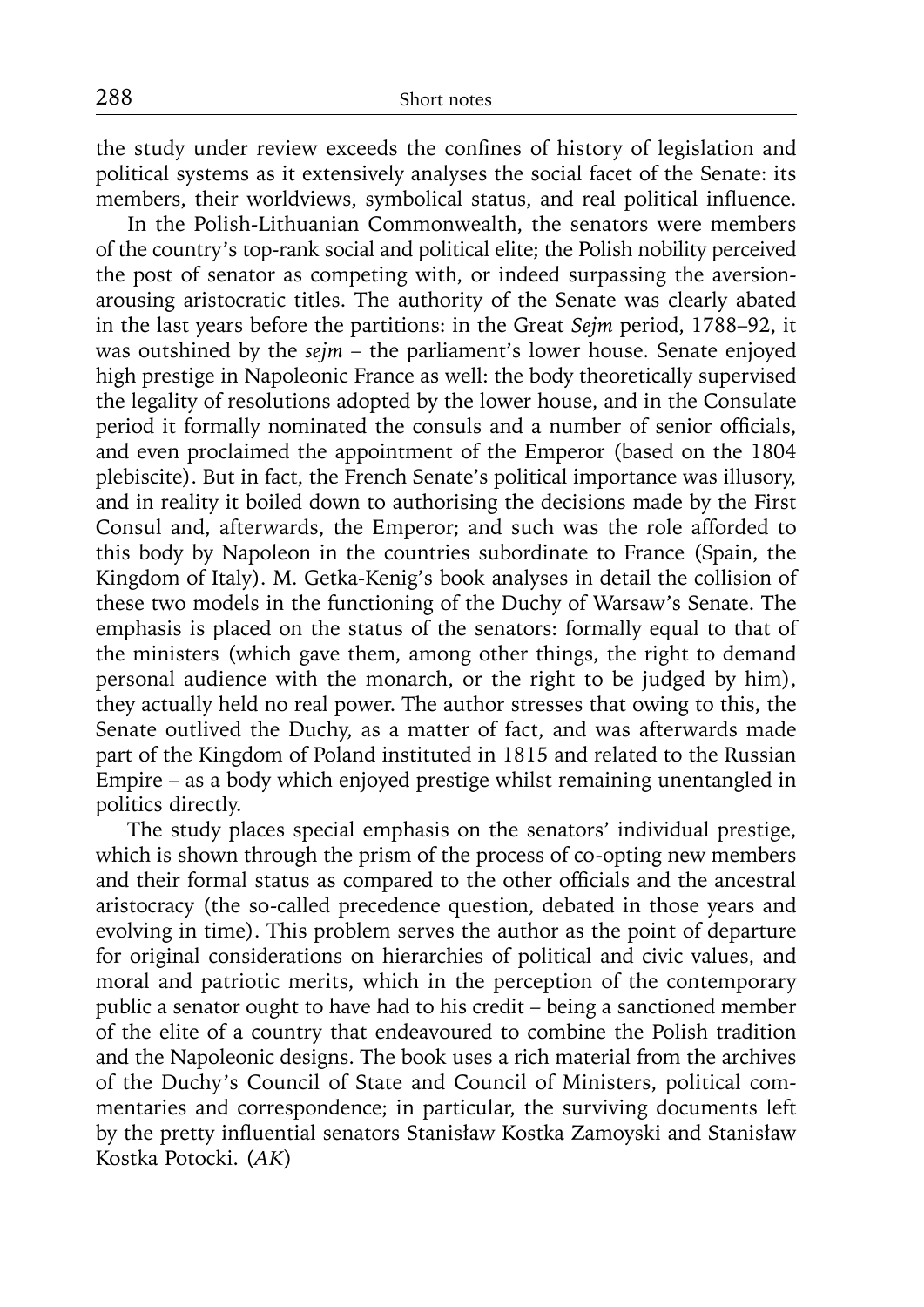the study under review exceeds the confines of history of legislation and political systems as it extensively analyses the social facet of the Senate: its members, their worldviews, symbolical status, and real political influence.

In the Polish-Lithuanian Commonwealth, the senators were members of the country's top-rank social and political elite; the Polish nobility perceived the post of senator as competing with, or indeed surpassing the aversion-arousing aristocratic titles. The authority of the Senate was clearly abated in the last years before the partitions: in the Great *Sejm* period, 1788–92, it was outshined by the *sejm* – the parliament's lower house. Senate enjoyed high prestige in Napoleonic France as well: the body theoretically supervised the legality of resolutions adopted by the lower house, and in the Consulate period it formally nominated the consuls and a number of senior officials, and even proclaimed the appointment of the Emperor (based on the 1804 plebiscite). But in fact, the French Senate's political importance was illusory, and in reality it boiled down to authorising the decisions made by the First Consul and, afterwards, the Emperor; and such was the role afforded to this body by Napoleon in the countries subordinate to France (Spain, the Kingdom of Italy). M. Getka-Kenig's book analyses in detail the collision of these two models in the functioning of the Duchy of Warsaw's Senate. The emphasis is placed on the status of the senators: formally equal to that of the ministers (which gave them, among other things, the right to demand personal audience with the monarch, or the right to be judged by him), they actually held no real power. The author stresses that owing to this, the Senate outlived the Duchy, as a matter of fact, and was afterwards made part of the Kingdom of Poland instituted in 1815 and related to the Russian Empire – as a body which enjoyed prestige whilst remaining unentangled in politics directly.

The study places special emphasis on the senators' individual prestige, which is shown through the prism of the process of co-opting new members and their formal status as compared to the other officials and the ancestral aristocracy (the so-called precedence question, debated in those years and evolving in time). This problem serves the author as the point of departure for original considerations on hierarchies of political and civic values, and moral and patriotic merits, which in the perception of the contemporary public a senator ought to have had to his credit – being a sanctioned member of the elite of a country that endeavoured to combine the Polish tradition and the Napoleonic designs. The book uses a rich material from the archives of the Duchy's Council of State and Council of Ministers, political commentaries and correspondence; in particular, the surviving documents left by the pretty influential senators Stanisław Kostka Zamoyski and Stanisław Kostka Potocki. (*AK*)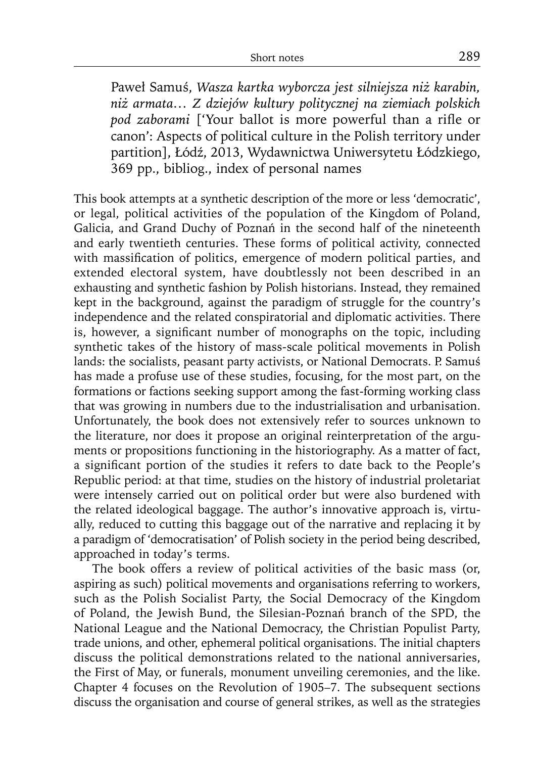Paweł Samuś, *Wasza kartka wyborcza jest silniejsza niż karabin, niż armata… Z dziejów kultury politycznej na ziemiach polskich pod zaborami* ['Your ballot is more powerful than a rifle or canon': Aspects of political culture in the Polish territory under partition], Łódź, 2013, Wydawnictwa Uniwersytetu Łódzkiego, 369 pp., bibliog., index of personal names

This book attempts at a synthetic description of the more or less 'democratic', or legal, political activities of the population of the Kingdom of Poland, Galicia, and Grand Duchy of Poznań in the second half of the nineteenth and early twentieth centuries. These forms of political activity, connected with massification of politics, emergence of modern political parties, and extended electoral system, have doubtlessly not been described in an exhausting and synthetic fashion by Polish historians. Instead, they remained kept in the background, against the paradigm of struggle for the country's independence and the related conspiratorial and diplomatic activities. There is, however, a significant number of monographs on the topic, including synthetic takes of the history of mass-scale political movements in Polish lands: the socialists, peasant party activists, or National Democrats. P. Samuś has made a profuse use of these studies, focusing, for the most part, on the formations or factions seeking support among the fast-forming working class that was growing in numbers due to the industrialisation and urbanisation. Unfortunately, the book does not extensively refer to sources unknown to the literature, nor does it propose an original reinterpretation of the arguments or propositions functioning in the historiography. As a matter of fact, a significant portion of the studies it refers to date back to the People's Republic period: at that time, studies on the history of industrial proletariat were intensely carried out on political order but were also burdened with the related ideological baggage. The author's innovative approach is, virtually, reduced to cutting this baggage out of the narrative and replacing it by a paradigm of 'democratisation' of Polish society in the period being described, approached in today's terms.

The book offers a review of political activities of the basic mass (or, aspiring as such) political movements and organisations referring to workers, such as the Polish Socialist Party, the Social Democracy of the Kingdom of Poland, the Jewish Bund, the Silesian-Poznań branch of the SPD, the National League and the National Democracy, the Christian Populist Party, trade unions, and other, ephemeral political organisations. The initial chapters discuss the political demonstrations related to the national anniversaries, the First of May, or funerals, monument unveiling ceremonies, and the like. Chapter 4 focuses on the Revolution of 1905–7. The subsequent sections discuss the organisation and course of general strikes, as well as the strategies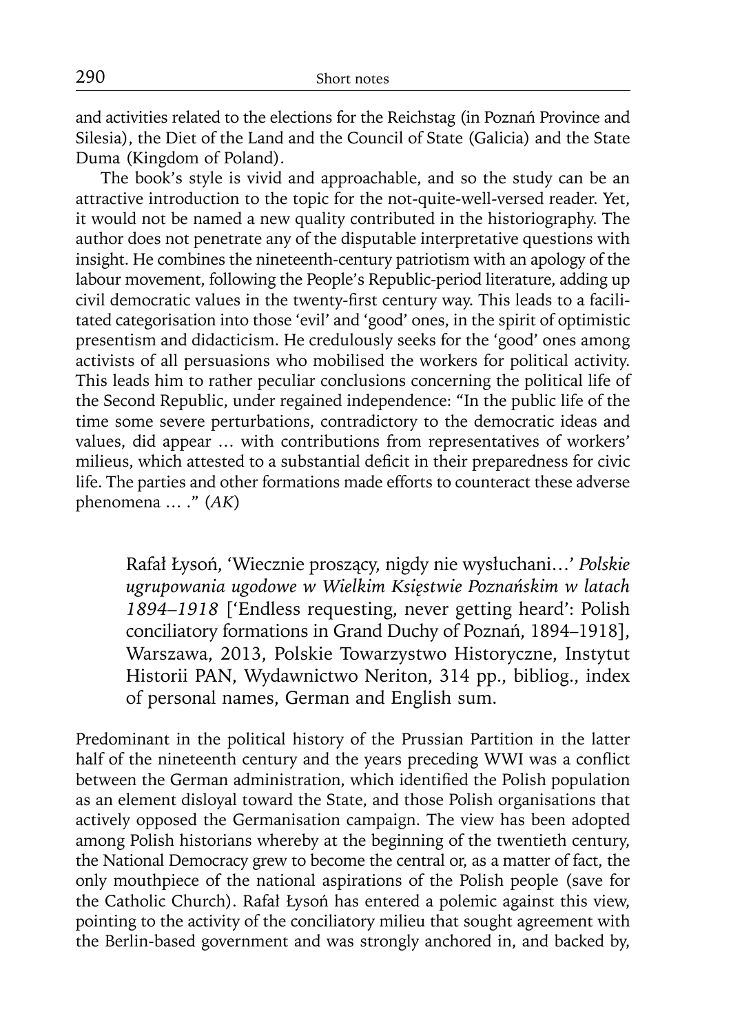and activities related to the elections for the Reichstag (in Poznań Province and Silesia), the Diet of the Land and the Council of State (Galicia) and the State Duma (Kingdom of Poland).

The book's style is vivid and approachable, and so the study can be an attractive introduction to the topic for the not-quite-well-versed reader. Yet, it would not be named a new quality contributed in the historiography. The author does not penetrate any of the disputable interpretative questions with insight. He combines the nineteenth-century patriotism with an apology of the labour movement, following the People's Republic-period literature, adding up civil democratic values in the twenty-first century way. This leads to a facilitated categorisation into those 'evil' and 'good' ones, in the spirit of optimistic presentism and didacticism. He credulously seeks for the 'good' ones among activists of all persuasions who mobilised the workers for political activity. This leads him to rather peculiar conclusions concerning the political life of the Second Republic, under regained independence: "In the public life of the time some severe perturbations, contradictory to the democratic ideas and values, did appear … with contributions from representatives of workers' milieus, which attested to a substantial deficit in their preparedness for civic life. The parties and other formations made efforts to counteract these adverse phenomena … ." (*AK*)

> Rafał Łysoń, 'Wiecznie proszący, nigdy nie wysłuchani…' *Polskie ugrupowania ugodowe w Wielkim Księstwie Poznańskim w latach 1894–1918* ['Endless requesting, never getting heard': Polish conciliatory formations in Grand Duchy of Poznań, 1894–1918], Warszawa, 2013, Polskie Towarzystwo Historyczne, Instytut Historii PAN, Wydawnictwo Neriton, 314 pp., bibliog., index of personal names, German and English sum.

Predominant in the political history of the Prussian Partition in the latter half of the nineteenth century and the years preceding WWI was a conflict between the German administration, which identified the Polish population as an element disloyal toward the State, and those Polish organisations that actively opposed the Germanisation campaign. The view has been adopted among Polish historians whereby at the beginning of the twentieth century, the National Democracy grew to become the central or, as a matter of fact, the only mouthpiece of the national aspirations of the Polish people (save for the Catholic Church). Rafał Łysoń has entered a polemic against this view, pointing to the activity of the conciliatory milieu that sought agreement with the Berlin-based government and was strongly anchored in, and backed by,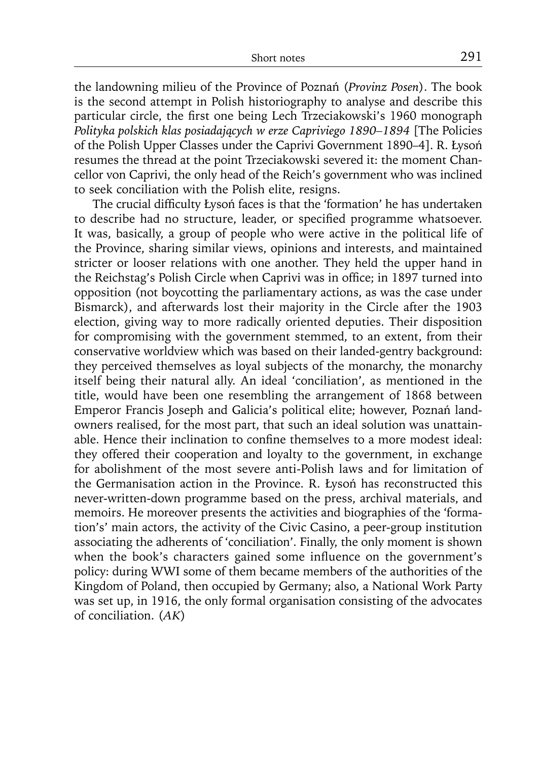the landowning milieu of the Province of Poznań (*Provinz Posen*). The book is the second attempt in Polish historiography to analyse and describe this particular circle, the first one being Lech Trzeciakowski's 1960 monograph *Polityka polskich klas posiadających w erze Capriviego 1890–1894* [The Policies of the Polish Upper Classes under the Caprivi Government 1890–4]. R. Łysoń resumes the thread at the point Trzeciakowski severed it: the moment Chancellor von Caprivi, the only head of the Reich's government who was inclined to seek conciliation with the Polish elite, resigns.

The crucial difficulty Łysoń faces is that the 'formation' he has undertaken to describe had no structure, leader, or specified programme whatsoever. It was, basically, a group of people who were active in the political life of the Province, sharing similar views, opinions and interests, and maintained stricter or looser relations with one another. They held the upper hand in the Reichstag's Polish Circle when Caprivi was in office; in 1897 turned into opposition (not boycotting the parliamentary actions, as was the case under Bismarck), and afterwards lost their majority in the Circle after the 1903 election, giving way to more radically oriented deputies. Their disposition for compromising with the government stemmed, to an extent, from their conservative worldview which was based on their landed-gentry background: they perceived themselves as loyal subjects of the monarchy, the monarchy itself being their natural ally. An ideal 'conciliation', as mentioned in the title, would have been one resembling the arrangement of 1868 between Emperor Francis Joseph and Galicia's political elite; however, Poznań landowners realised, for the most part, that such an ideal solution was unattainable. Hence their inclination to confine themselves to a more modest ideal: they offered their cooperation and loyalty to the government, in exchange for abolishment of the most severe anti-Polish laws and for limitation of the Germanisation action in the Province. R. Łysoń has reconstructed this never-written-down programme based on the press, archival materials, and memoirs. He moreover presents the activities and biographies of the 'formation's' main actors, the activity of the Civic Casino, a peer-group institution associating the adherents of 'conciliation'. Finally, the only moment is shown when the book's characters gained some influence on the government's policy: during WWI some of them became members of the authorities of the Kingdom of Poland, then occupied by Germany; also, a National Work Party was set up, in 1916, the only formal organisation consisting of the advocates of conciliation. (*AK*)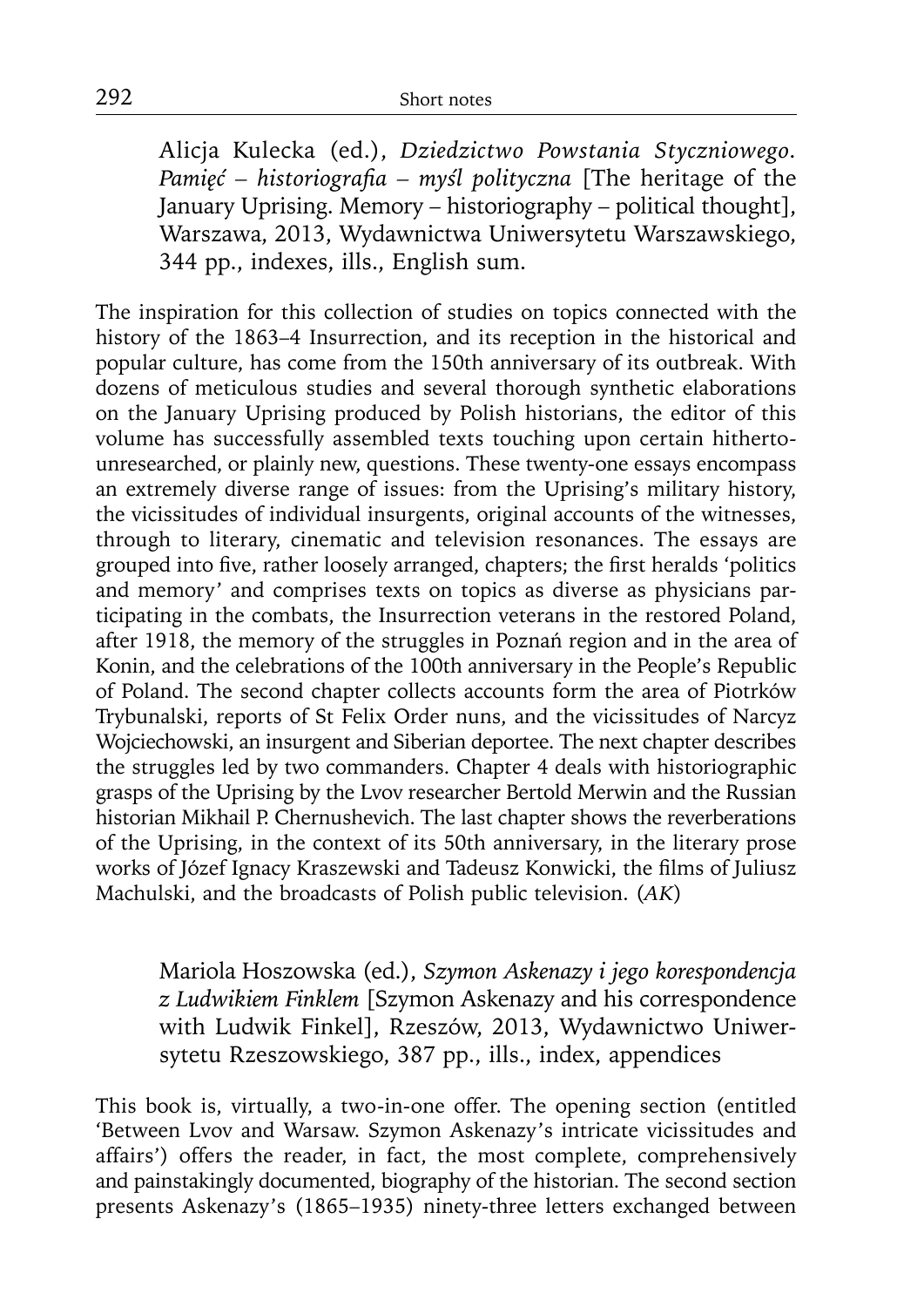Alicja Kulecka (ed.), *Dziedzictwo Powstania Styczniowego. Pamięć – historiografia – myśl polityczna* [The heritage of the January Uprising. Memory – historiography – political thought], Warszawa, 2013, Wydawnictwa Uniwersytetu Warszawskiego, 344 pp., indexes, ills., English sum.

The inspiration for this collection of studies on topics connected with the history of the 1863–4 Insurrection, and its reception in the historical and popular culture, has come from the 150th anniversary of its outbreak. With dozens of meticulous studies and several thorough synthetic elaborations on the January Uprising produced by Polish historians, the editor of this volume has successfully assembled texts touching upon certain hitherto-unresearched, or plainly new, questions. These twenty-one essays encompass an extremely diverse range of issues: from the Uprising's military history, the vicissitudes of individual insurgents, original accounts of the witnesses, through to literary, cinematic and television resonances. The essays are grouped into five, rather loosely arranged, chapters; the first heralds 'politics and memory' and comprises texts on topics as diverse as physicians participating in the combats, the Insurrection veterans in the restored Poland, after 1918, the memory of the struggles in Poznań region and in the area of Konin, and the celebrations of the 100th anniversary in the People's Republic of Poland. The second chapter collects accounts form the area of Piotrków Trybunalski, reports of St Felix Order nuns, and the vicissitudes of Narcyz Wojciechowski, an insurgent and Siberian deportee. The next chapter describes the struggles led by two commanders. Chapter 4 deals with historiographic grasps of the Uprising by the Lvov researcher Bertold Merwin and the Russian historian Mikhail P. Chernushevich. The last chapter shows the reverberations of the Uprising, in the context of its 50th anniversary, in the literary prose works of Józef Ignacy Kraszewski and Tadeusz Konwicki, the films of Juliusz Machulski, and the broadcasts of Polish public television. (*AK*)

Mariola Hoszowska (ed.), *Szymon Askenazy i jego korespondencja z Ludwikiem Finklem* [Szymon Askenazy and his correspondence with Ludwik Finkel], Rzeszów, 2013, Wydawnictwo Uniwersytetu Rzeszowskiego, 387 pp., ills., index, appendices

This book is, virtually, a two-in-one offer. The opening section (entitled 'Between Lvov and Warsaw. Szymon Askenazy's intricate vicissitudes and affairs') offers the reader, in fact, the most complete, comprehensively and painstakingly documented, biography of the historian. The second section presents Askenazy's (1865–1935) ninety-three letters exchanged between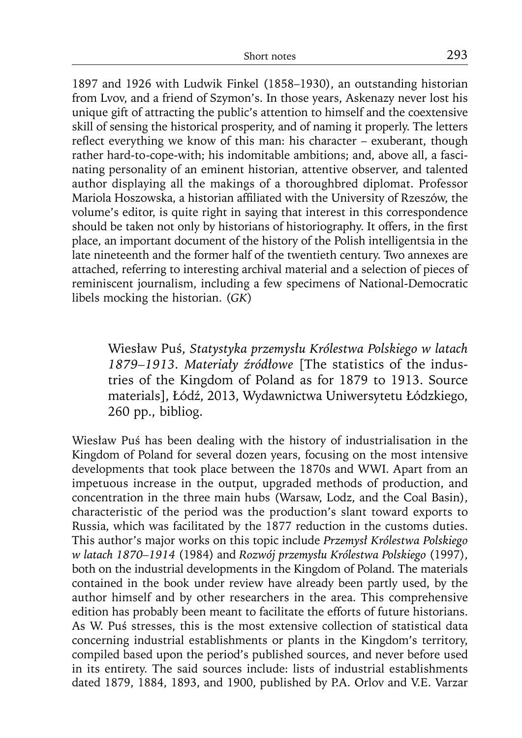1897 and 1926 with Ludwik Finkel (1858–1930), an outstanding historian from Lvov, and a friend of Szymon's. In those years, Askenazy never lost his unique gift of attracting the public's attention to himself and the coextensive skill of sensing the historical prosperity, and of naming it properly. The letters reflect everything we know of this man: his character – exuberant, though rather hard-to-cope-with; his indomitable ambitions; and, above all, a fascinating personality of an eminent historian, attentive observer, and talented author displaying all the makings of a thoroughbred diplomat. Professor Mariola Hoszowska, a historian affiliated with the University of Rzeszów, the volume's editor, is quite right in saying that interest in this correspondence should be taken not only by historians of historiography. It offers, in the first place, an important document of the history of the Polish intelligentsia in the late nineteenth and the former half of the twentieth century. Two annexes are attached, referring to interesting archival material and a selection of pieces of reminiscent journalism, including a few specimens of National-Democratic libels mocking the historian. (*GK*)

Wiesław Puś, *Statystyka przemysłu Królestwa Polskiego w latach 1879–1913. Materiały źródłowe* [The statistics of the industries of the Kingdom of Poland as for 1879 to 1913. Source materials], Łódź, 2013, Wydawnictwa Uniwersytetu Łódzkiego, 260 pp., bibliog.

Wiesław Puś has been dealing with the history of industrialisation in the Kingdom of Poland for several dozen years, focusing on the most intensive developments that took place between the 1870s and WWI. Apart from an impetuous increase in the output, upgraded methods of production, and concentration in the three main hubs (Warsaw, Lodz, and the Coal Basin), characteristic of the period was the production's slant toward exports to Russia, which was facilitated by the 1877 reduction in the customs duties. This author's major works on this topic include *Przemysł Królestwa Polskiego w latach 1870–1914* (1984) and *Rozwój przemysłu Królestwa Polskiego* (1997), both on the industrial developments in the Kingdom of Poland. The materials contained in the book under review have already been partly used, by the author himself and by other researchers in the area. This comprehensive edition has probably been meant to facilitate the efforts of future historians. As W. Puś stresses, this is the most extensive collection of statistical data concerning industrial establishments or plants in the Kingdom's territory, compiled based upon the period's published sources, and never before used in its entirety. The said sources include: lists of industrial establishments dated 1879, 1884, 1893, and 1900, published by P.A. Orlov and V.E. Varzar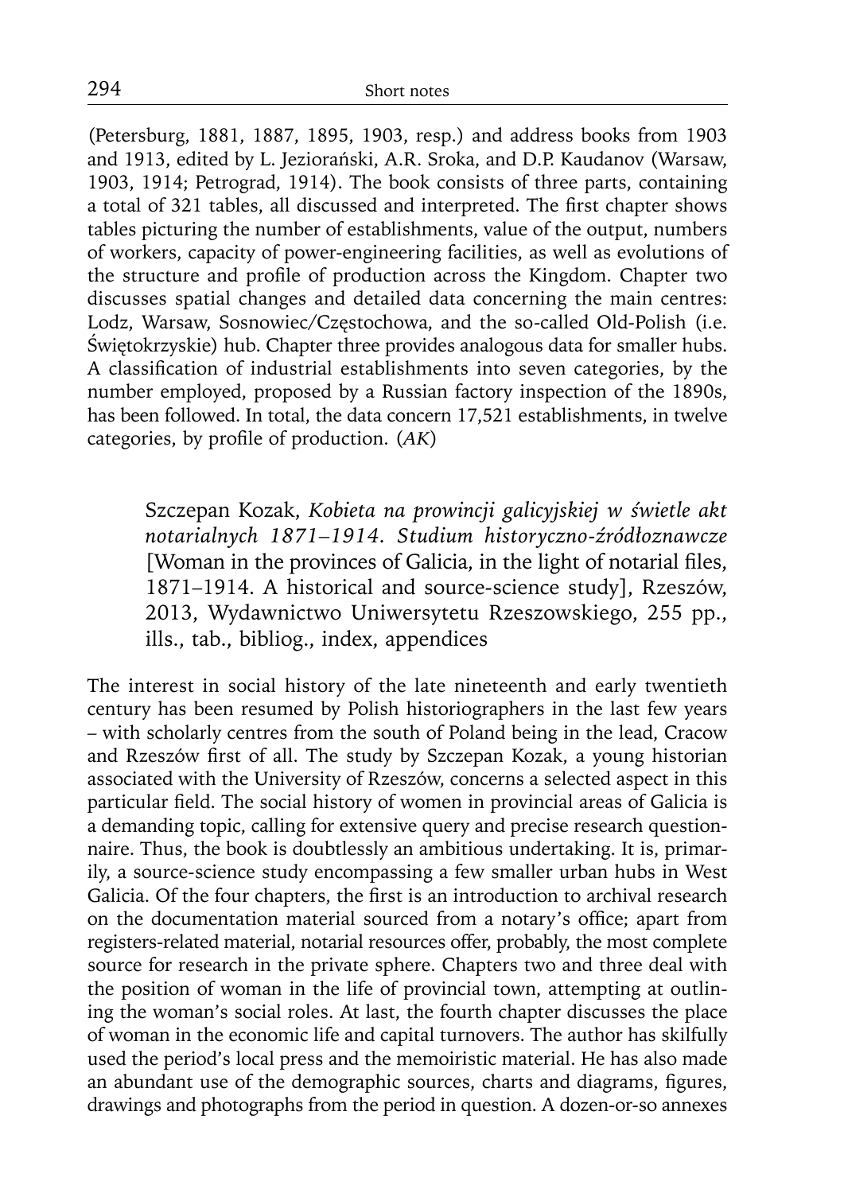(Petersburg, 1881, 1887, 1895, 1903, resp.) and address books from 1903 and 1913, edited by L. Jeziorański, A.R. Sroka, and D.P. Kaudanov (Warsaw, 1903, 1914; Petrograd, 1914). The book consists of three parts, containing a total of 321 tables, all discussed and interpreted. The first chapter shows tables picturing the number of establishments, value of the output, numbers of workers, capacity of power-engineering facilities, as well as evolutions of the structure and profile of production across the Kingdom. Chapter two discusses spatial changes and detailed data concerning the main centres: Lodz, Warsaw, Sosnowiec/Częstochowa, and the so-called Old-Polish (i.e. Świętokrzyskie) hub. Chapter three provides analogous data for smaller hubs. A classification of industrial establishments into seven categories, by the number employed, proposed by a Russian factory inspection of the 1890s, has been followed. In total, the data concern 17,521 establishments, in twelve categories, by profile of production. (*AK*)

Szczepan Kozak, *Kobieta na prowincji galicyjskiej w świetle akt notarialnych 1871–1914. Studium historyczno-źródłoznawcze* [Woman in the provinces of Galicia, in the light of notarial files, 1871–1914. A historical and source-science study], Rzeszów, 2013, Wydawnictwo Uniwersytetu Rzeszowskiego, 255 pp., ills., tab., bibliog., index, appendices

The interest in social history of the late nineteenth and early twentieth century has been resumed by Polish historiographers in the last few years – with scholarly centres from the south of Poland being in the lead, Cracow and Rzeszów first of all. The study by Szczepan Kozak, a young historian associated with the University of Rzeszów, concerns a selected aspect in this particular field. The social history of women in provincial areas of Galicia is a demanding topic, calling for extensive query and precise research questionnaire. Thus, the book is doubtlessly an ambitious undertaking. It is, primarily, a source-science study encompassing a few smaller urban hubs in West Galicia. Of the four chapters, the first is an introduction to archival research on the documentation material sourced from a notary's office; apart from registers-related material, notarial resources offer, probably, the most complete source for research in the private sphere. Chapters two and three deal with the position of woman in the life of provincial town, attempting at outlining the woman's social roles. At last, the fourth chapter discusses the place of woman in the economic life and capital turnovers. The author has skilfully used the period's local press and the memoiristic material. He has also made an abundant use of the demographic sources, charts and diagrams, figures, drawings and photographs from the period in question. A dozen-or-so annexes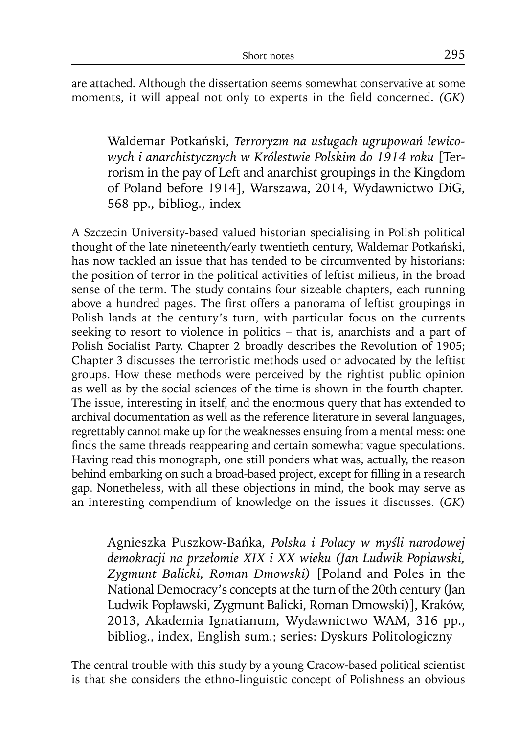are attached. Although the dissertation seems somewhat conservative at some moments, it will appeal not only to experts in the field concerned. *(GK)*

Waldemar Potkański, *Terroryzm na usługach ugrupowań lewicowych i anarchistycznych w Królestwie Polskim do 1914 roku* [Terrorism in the pay of Left and anarchist groupings in the Kingdom of Poland before 1914], Warszawa, 2014, Wydawnictwo DiG, 568 pp., bibliog., index

A Szczecin University-based valued historian specialising in Polish political thought of the late nineteenth/early twentieth century, Waldemar Potkański, has now tackled an issue that has tended to be circumvented by historians: the position of terror in the political activities of leftist milieus, in the broad sense of the term. The study contains four sizeable chapters, each running above a hundred pages. The first offers a panorama of leftist groupings in Polish lands at the century's turn, with particular focus on the currents seeking to resort to violence in politics – that is, anarchists and a part of Polish Socialist Party. Chapter 2 broadly describes the Revolution of 1905; Chapter 3 discusses the terroristic methods used or advocated by the leftist groups. How these methods were perceived by the rightist public opinion as well as by the social sciences of the time is shown in the fourth chapter. The issue, interesting in itself, and the enormous query that has extended to archival documentation as well as the reference literature in several languages, regrettably cannot make up for the weaknesses ensuing from a mental mess: one finds the same threads reappearing and certain somewhat vague speculations. Having read this monograph, one still ponders what was, actually, the reason behind embarking on such a broad-based project, except for filling in a research gap. Nonetheless, with all these objections in mind, the book may serve as an interesting compendium of knowledge on the issues it discusses. (*GK*)

Agnieszka Puszkow-Bańka, *Polska i Polacy w myśli narodowej demokracji na przełomie XIX i XX wieku (Jan Ludwik Popławski, Zygmunt Balicki, Roman Dmowski)* [Poland and Poles in the National Democracy's concepts at the turn of the 20th century (Jan Ludwik Popławski, Zygmunt Balicki, Roman Dmowski)], Kraków, 2013, Akademia Ignatianum, Wydawnictwo WAM, 316 pp., bibliog., index, English sum.; series: Dyskurs Politologiczny

The central trouble with this study by a young Cracow-based political scientist is that she considers the ethno-linguistic concept of Polishness an obvious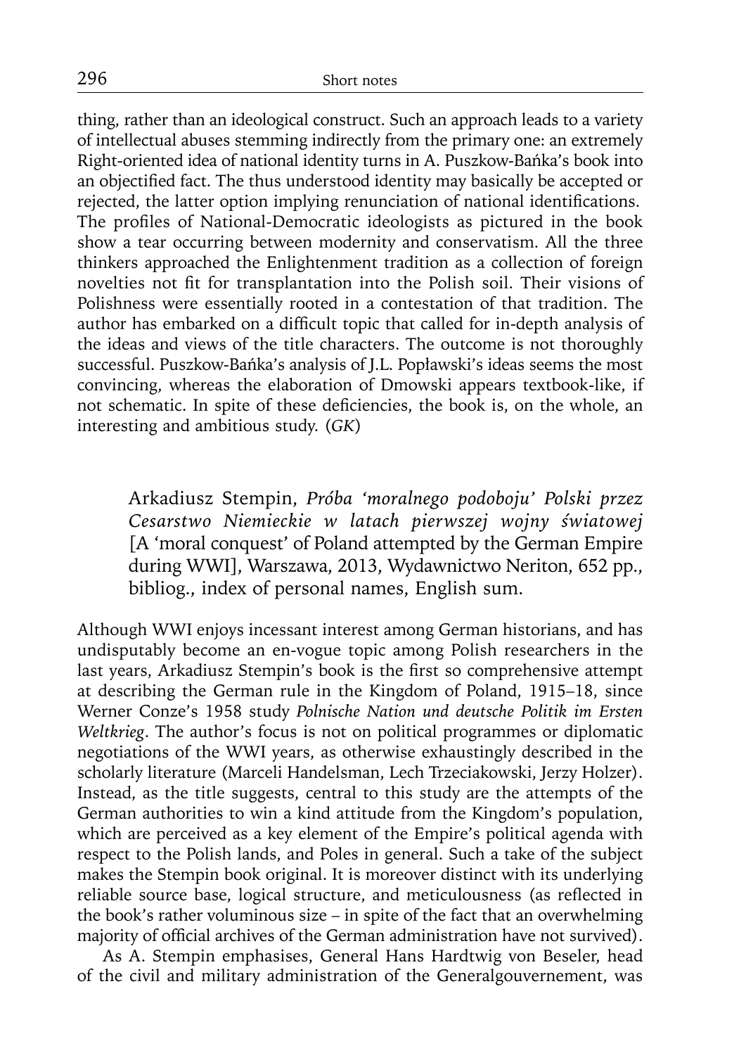thing, rather than an ideological construct. Such an approach leads to a variety of intellectual abuses stemming indirectly from the primary one: an extremely Right-oriented idea of national identity turns in A. Puszkow-Bańka's book into an objectified fact. The thus understood identity may basically be accepted or rejected, the latter option implying renunciation of national identifications. The profiles of National-Democratic ideologists as pictured in the book show a tear occurring between modernity and conservatism. All the three thinkers approached the Enlightenment tradition as a collection of foreign novelties not fit for transplantation into the Polish soil. Their visions of Polishness were essentially rooted in a contestation of that tradition. The author has embarked on a difficult topic that called for in-depth analysis of the ideas and views of the title characters. The outcome is not thoroughly successful. Puszkow-Bańka's analysis of J.L. Popławski's ideas seems the most convincing, whereas the elaboration of Dmowski appears textbook-like, if not schematic. In spite of these deficiencies, the book is, on the whole, an interesting and ambitious study. (*GK*)

Arkadiusz Stempin, *Próba 'moralnego podoboju' Polski przez Cesarstwo Niemieckie w latach pierwszej wojny światowej* [A 'moral conquest' of Poland attempted by the German Empire during WWI], Warszawa, 2013, Wydawnictwo Neriton, 652 pp., bibliog., index of personal names, English sum.

Although WWI enjoys incessant interest among German historians, and has undisputably become an en-vogue topic among Polish researchers in the last years, Arkadiusz Stempin's book is the first so comprehensive attempt at describing the German rule in the Kingdom of Poland, 1915–18, since Werner Conze's 1958 study *Polnische Nation und deutsche Politik im Ersten Weltkrieg*. The author's focus is not on political programmes or diplomatic negotiations of the WWI years, as otherwise exhaustingly described in the scholarly literature (Marceli Handelsman, Lech Trzeciakowski, Jerzy Holzer). Instead, as the title suggests, central to this study are the attempts of the German authorities to win a kind attitude from the Kingdom's population, which are perceived as a key element of the Empire's political agenda with respect to the Polish lands, and Poles in general. Such a take of the subject makes the Stempin book original. It is moreover distinct with its underlying reliable source base, logical structure, and meticulousness (as reflected in the book's rather voluminous size – in spite of the fact that an overwhelming majority of official archives of the German administration have not survived).

As A. Stempin emphasises, General Hans Hardtwig von Beseler, head of the civil and military administration of the Generalgouvernement, was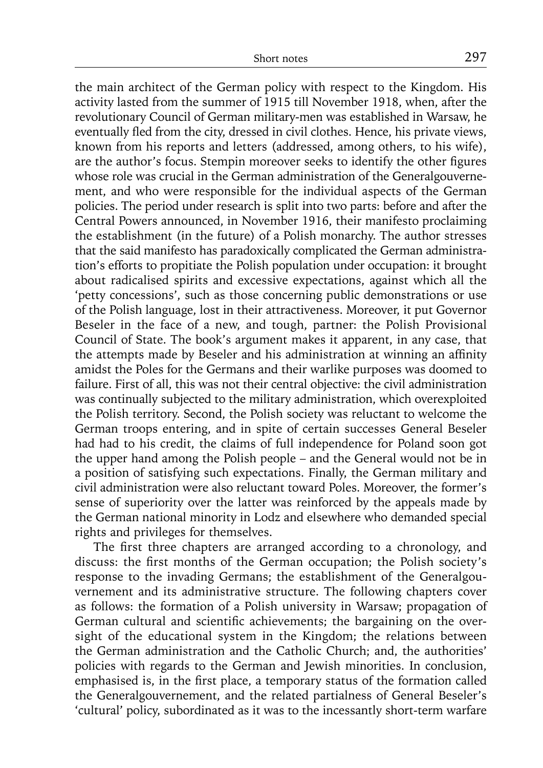the main architect of the German policy with respect to the Kingdom. His activity lasted from the summer of 1915 till November 1918, when, after the revolutionary Council of German military-men was established in Warsaw, he eventually fled from the city, dressed in civil clothes. Hence, his private views, known from his reports and letters (addressed, among others, to his wife), are the author's focus. Stempin moreover seeks to identify the other figures whose role was crucial in the German administration of the Generalgouvernement, and who were responsible for the individual aspects of the German policies. The period under research is split into two parts: before and after the Central Powers announced, in November 1916, their manifesto proclaiming the establishment (in the future) of a Polish monarchy. The author stresses that the said manifesto has paradoxically complicated the German administration's efforts to propitiate the Polish population under occupation: it brought about radicalised spirits and excessive expectations, against which all the 'petty concessions', such as those concerning public demonstrations or use of the Polish language, lost in their attractiveness. Moreover, it put Governor Beseler in the face of a new, and tough, partner: the Polish Provisional Council of State. The book's argument makes it apparent, in any case, that the attempts made by Beseler and his administration at winning an affinity amidst the Poles for the Germans and their warlike purposes was doomed to failure. First of all, this was not their central objective: the civil administration was continually subjected to the military administration, which overexploited the Polish territory. Second, the Polish society was reluctant to welcome the German troops entering, and in spite of certain successes General Beseler had had to his credit, the claims of full independence for Poland soon got the upper hand among the Polish people – and the General would not be in a position of satisfying such expectations. Finally, the German military and civil administration were also reluctant toward Poles. Moreover, the former's sense of superiority over the latter was reinforced by the appeals made by the German national minority in Lodz and elsewhere who demanded special rights and privileges for themselves.

The first three chapters are arranged according to a chronology, and discuss: the first months of the German occupation; the Polish society's response to the invading Germans; the establishment of the Generalgouvernement and its administrative structure. The following chapters cover as follows: the formation of a Polish university in Warsaw; propagation of German cultural and scientific achievements; the bargaining on the oversight of the educational system in the Kingdom; the relations between the German administration and the Catholic Church; and, the authorities' policies with regards to the German and Jewish minorities. In conclusion, emphasised is, in the first place, a temporary status of the formation called the Generalgouvernement, and the related partialness of General Beseler's 'cultural' policy, subordinated as it was to the incessantly short-term warfare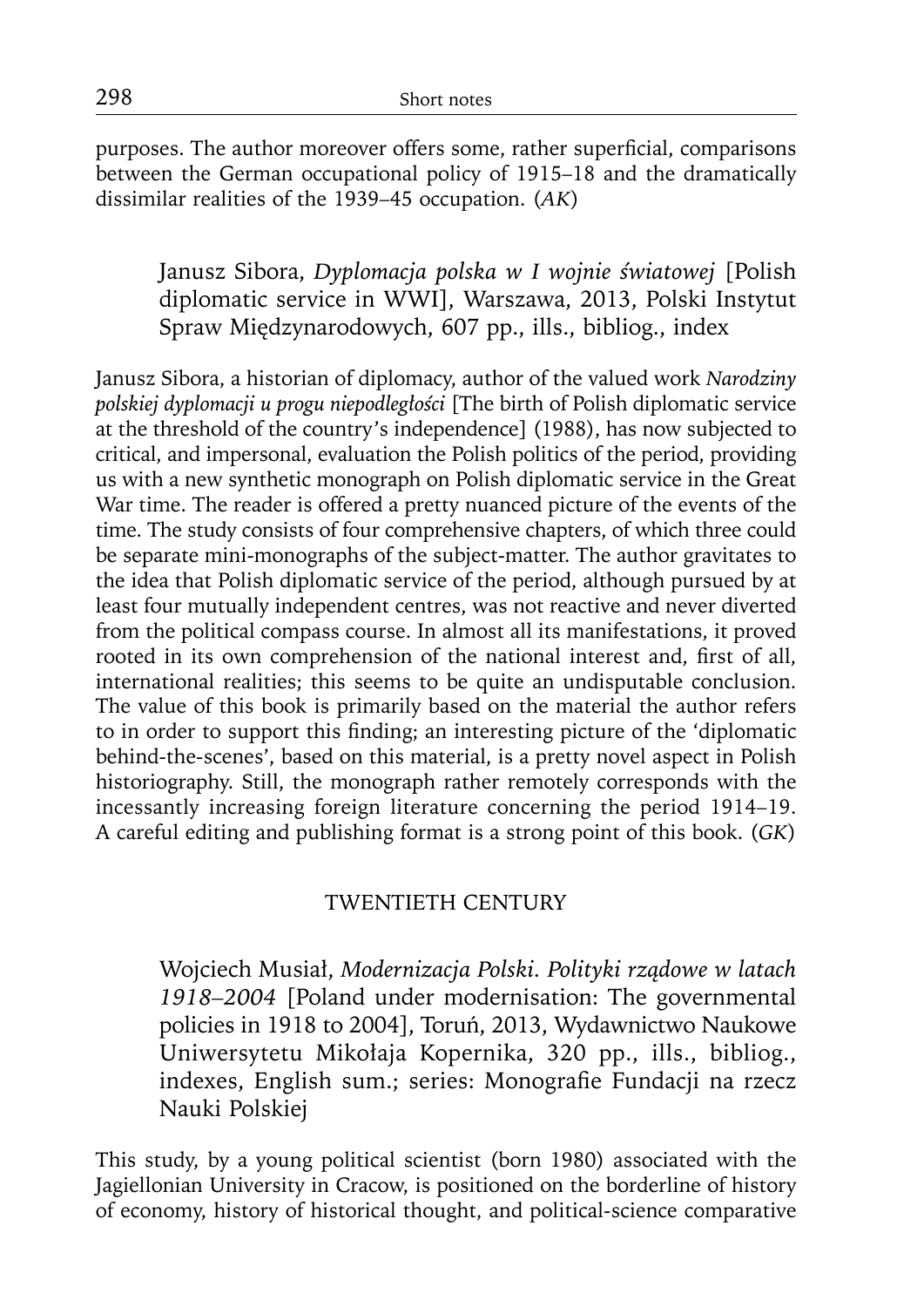purposes. The author moreover offers some, rather superficial, comparisons between the German occupational policy of 1915–18 and the dramatically dissimilar realities of the 1939–45 occupation. (*AK*)

Janusz Sibora, *Dyplomacja polska w I wojnie światowej* [Polish diplomatic service in WWI], Warszawa, 2013, Polski Instytut Spraw Międzynarodowych, 607 pp., ills., bibliog., index

Janusz Sibora, a historian of diplomacy, author of the valued work *Narodziny polskiej dyplomacji u progu niepodległości* [The birth of Polish diplomatic service at the threshold of the country's independence] (1988), has now subjected to critical, and impersonal, evaluation the Polish politics of the period, providing us with a new synthetic monograph on Polish diplomatic service in the Great War time. The reader is offered a pretty nuanced picture of the events of the time. The study consists of four comprehensive chapters, of which three could be separate mini-monographs of the subject-matter. The author gravitates to the idea that Polish diplomatic service of the period, although pursued by at least four mutually independent centres, was not reactive and never diverted from the political compass course. In almost all its manifestations, it proved rooted in its own comprehension of the national interest and, first of all, international realities; this seems to be quite an undisputable conclusion. The value of this book is primarily based on the material the author refers to in order to support this finding; an interesting picture of the 'diplomatic behind-the-scenes', based on this material, is a pretty novel aspect in Polish historiography. Still, the monograph rather remotely corresponds with the incessantly increasing foreign literature concerning the period 1914–19. A careful editing and publishing format is a strong point of this book. (*GK*)

## TWENTIETH CENTURY

Wojciech Musiał, *Modernizacja Polski. Polityki rządowe w latach 1918–2004* [Poland under modernisation: The governmental policies in 1918 to 2004], Toruń, 2013, Wydawnictwo Naukowe Uniwersytetu Mikołaja Kopernika, 320 pp., ills., bibliog., indexes, English sum.; series: Monografie Fundacji na rzecz Nauki Polskiej

This study, by a young political scientist (born 1980) associated with the Jagiellonian University in Cracow, is positioned on the borderline of history of economy, history of historical thought, and political-science comparative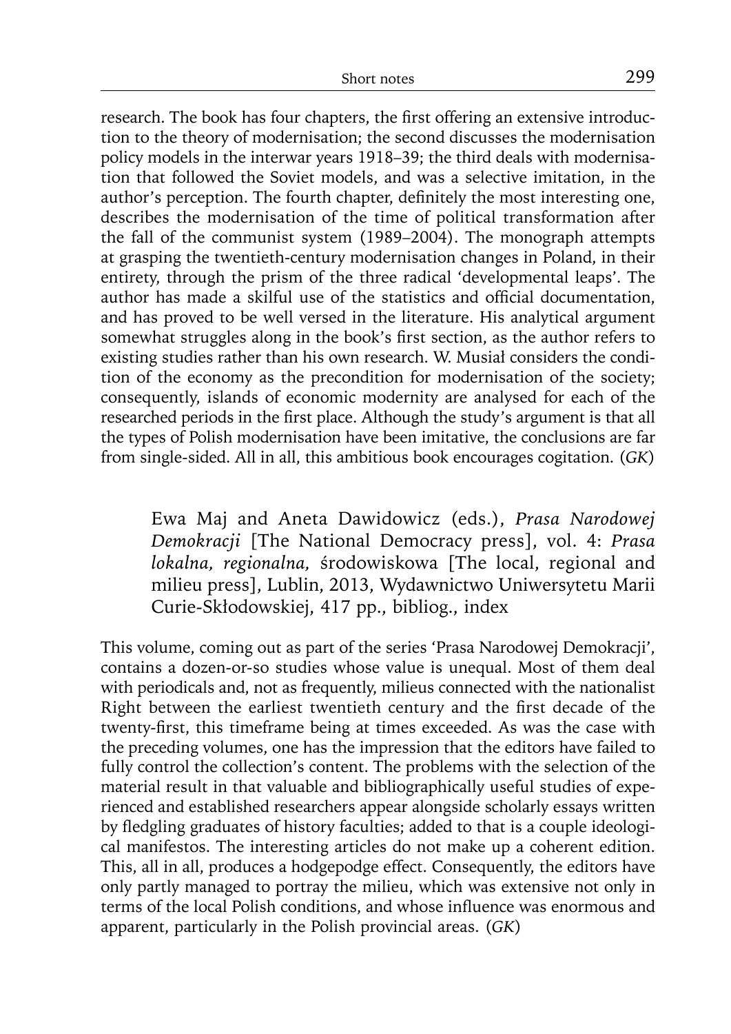research. The book has four chapters, the first offering an extensive introduction to the theory of modernisation; the second discusses the modernisation policy models in the interwar years 1918–39; the third deals with modernisation that followed the Soviet models, and was a selective imitation, in the author's perception. The fourth chapter, definitely the most interesting one, describes the modernisation of the time of political transformation after the fall of the communist system (1989–2004). The monograph attempts at grasping the twentieth-century modernisation changes in Poland, in their entirety, through the prism of the three radical 'developmental leaps'. The author has made a skilful use of the statistics and official documentation, and has proved to be well versed in the literature. His analytical argument somewhat struggles along in the book's first section, as the author refers to existing studies rather than his own research. W. Musiał considers the condition of the economy as the precondition for modernisation of the society; consequently, islands of economic modernity are analysed for each of the researched periods in the first place. Although the study's argument is that all the types of Polish modernisation have been imitative, the conclusions are far from single-sided. All in all, this ambitious book encourages cogitation. (*GK*)

Ewa Maj and Aneta Dawidowicz (eds.), *Prasa Narodowej Demokracji* [The National Democracy press], vol. 4: *Prasa lokalna, regionalna,* środowiskowa [The local, regional and milieu press], Lublin, 2013, Wydawnictwo Uniwersytetu Marii Curie-Skłodowskiej, 417 pp., bibliog., index

This volume, coming out as part of the series 'Prasa Narodowej Demokracji', contains a dozen-or-so studies whose value is unequal. Most of them deal with periodicals and, not as frequently, milieus connected with the nationalist Right between the earliest twentieth century and the first decade of the twenty-first, this timeframe being at times exceeded. As was the case with the preceding volumes, one has the impression that the editors have failed to fully control the collection's content. The problems with the selection of the material result in that valuable and bibliographically useful studies of experienced and established researchers appear alongside scholarly essays written by fledgling graduates of history faculties; added to that is a couple ideological manifestos. The interesting articles do not make up a coherent edition. This, all in all, produces a hodgepodge effect. Consequently, the editors have only partly managed to portray the milieu, which was extensive not only in terms of the local Polish conditions, and whose influence was enormous and apparent, particularly in the Polish provincial areas. (*GK*)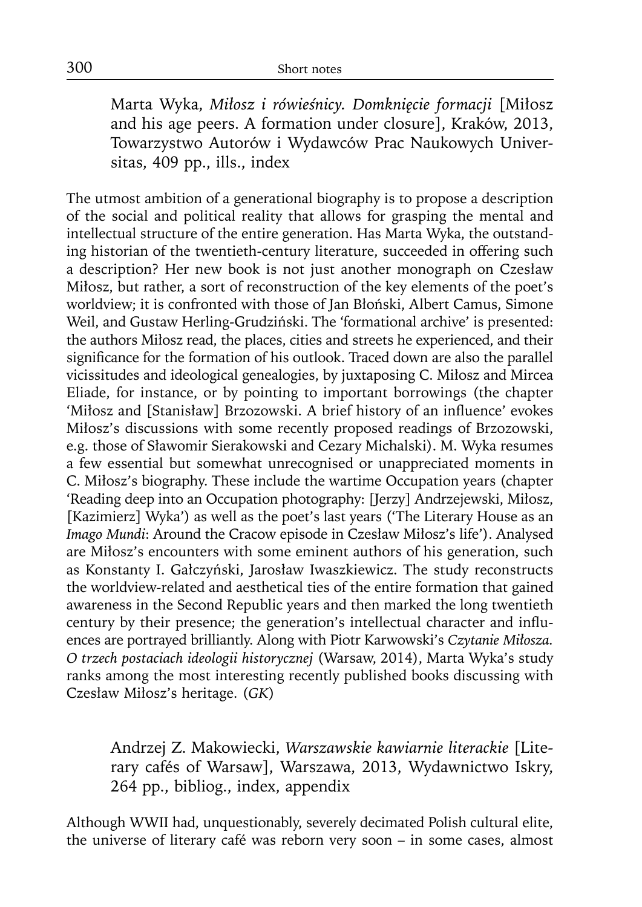Marta Wyka, *Miłosz i rówieśnicy. Domknięcie formacji* [Miłosz and his age peers. A formation under closure], Kraków, 2013, Towarzystwo Autorów i Wydawców Prac Naukowych Universitas, 409 pp., ills., index

The utmost ambition of a generational biography is to propose a description of the social and political reality that allows for grasping the mental and intellectual structure of the entire generation. Has Marta Wyka, the outstanding historian of the twentieth-century literature, succeeded in offering such a description? Her new book is not just another monograph on Czesław Miłosz, but rather, a sort of reconstruction of the key elements of the poet's worldview; it is confronted with those of Jan Błoński, Albert Camus, Simone Weil, and Gustaw Herling-Grudziński. The 'formational archive' is presented: the authors Miłosz read, the places, cities and streets he experienced, and their significance for the formation of his outlook. Traced down are also the parallel vicissitudes and ideological genealogies, by juxtaposing C. Miłosz and Mircea Eliade, for instance, or by pointing to important borrowings (the chapter 'Miłosz and [Stanisław] Brzozowski. A brief history of an influence' evokes Miłosz's discussions with some recently proposed readings of Brzozowski, e.g. those of Sławomir Sierakowski and Cezary Michalski). M. Wyka resumes a few essential but somewhat unrecognised or unappreciated moments in C. Miłosz's biography. These include the wartime Occupation years (chapter 'Reading deep into an Occupation photography: [Jerzy] Andrzejewski, Miłosz, [Kazimierz] Wyka') as well as the poet's last years ('The Literary House as an *Imago Mundi*: Around the Cracow episode in Czesław Miłosz's life'). Analysed are Miłosz's encounters with some eminent authors of his generation, such as Konstanty I. Gałczyński, Jarosław Iwaszkiewicz. The study reconstructs the worldview-related and aesthetical ties of the entire formation that gained awareness in the Second Republic years and then marked the long twentieth century by their presence; the generation's intellectual character and influences are portrayed brilliantly. Along with Piotr Karwowski's *Czytanie Miłosza. O trzech postaciach ideologii historycznej* (Warsaw, 2014), Marta Wyka's study ranks among the most interesting recently published books discussing with Czesław Miłosz's heritage. (*GK*)

Andrzej Z. Makowiecki, *Warszawskie kawiarnie literackie* [Literary cafés of Warsaw], Warszawa, 2013, Wydawnictwo Iskry, 264 pp., bibliog., index, appendix

Although WWII had, unquestionably, severely decimated Polish cultural elite, the universe of literary café was reborn very soon – in some cases, almost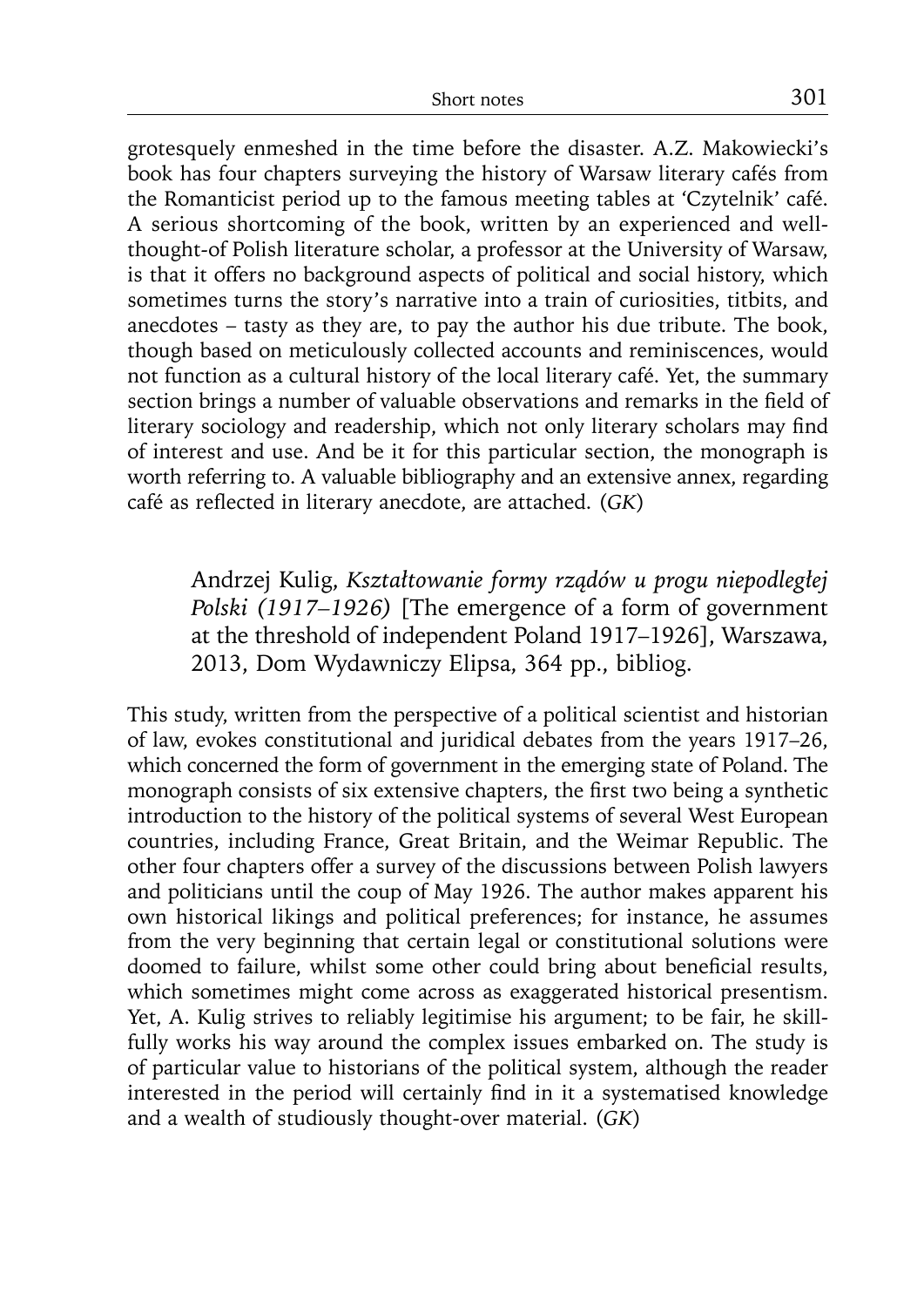grotesquely enmeshed in the time before the disaster. A.Z. Makowiecki's book has four chapters surveying the history of Warsaw literary cafés from the Romanticist period up to the famous meeting tables at 'Czytelnik' café. A serious shortcoming of the book, written by an experienced and well-thought-of Polish literature scholar, a professor at the University of Warsaw, is that it offers no background aspects of political and social history, which sometimes turns the story's narrative into a train of curiosities, titbits, and anecdotes – tasty as they are, to pay the author his due tribute. The book, though based on meticulously collected accounts and reminiscences, would not function as a cultural history of the local literary café. Yet, the summary section brings a number of valuable observations and remarks in the field of literary sociology and readership, which not only literary scholars may find of interest and use. And be it for this particular section, the monograph is worth referring to. A valuable bibliography and an extensive annex, regarding café as reflected in literary anecdote, are attached. (*GK*)

Andrzej Kulig, *Kształtowanie formy rządów u progu niepodległej Polski (1917–1926)* [The emergence of a form of government at the threshold of independent Poland 1917–1926], Warszawa, 2013, Dom Wydawniczy Elipsa, 364 pp., bibliog.

This study, written from the perspective of a political scientist and historian of law, evokes constitutional and juridical debates from the years 1917–26, which concerned the form of government in the emerging state of Poland. The monograph consists of six extensive chapters, the first two being a synthetic introduction to the history of the political systems of several West European countries, including France, Great Britain, and the Weimar Republic. The other four chapters offer a survey of the discussions between Polish lawyers and politicians until the coup of May 1926. The author makes apparent his own historical likings and political preferences; for instance, he assumes from the very beginning that certain legal or constitutional solutions were doomed to failure, whilst some other could bring about beneficial results, which sometimes might come across as exaggerated historical presentism. Yet, A. Kulig strives to reliably legitimise his argument; to be fair, he skillfully works his way around the complex issues embarked on. The study is of particular value to historians of the political system, although the reader interested in the period will certainly find in it a systematised knowledge and a wealth of studiously thought-over material. (*GK*)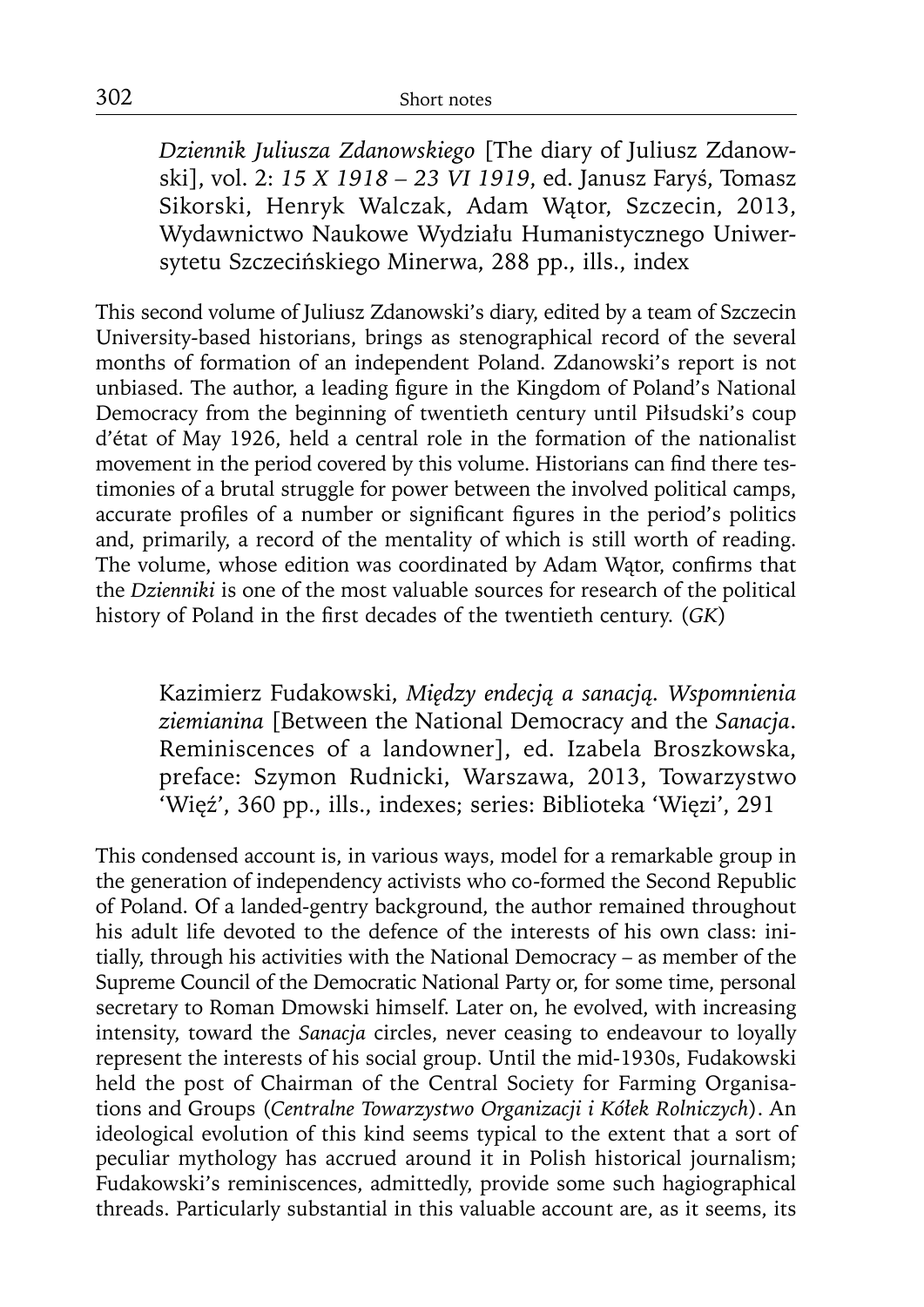*Dziennik Juliusza Zdanowskiego* [The diary of Juliusz Zdanowski], vol. 2: *15 X 1918 – 23 VI 1919*, ed. Janusz Faryś, Tomasz Sikorski, Henryk Walczak, Adam Wątor, Szczecin, 2013, Wydawnictwo Naukowe Wydziału Humanistycznego Uniwersytetu Szczecińskiego Minerwa, 288 pp., ills., index

This second volume of Juliusz Zdanowski's diary, edited by a team of Szczecin University-based historians, brings as stenographical record of the several months of formation of an independent Poland. Zdanowski's report is not unbiased. The author, a leading figure in the Kingdom of Poland's National Democracy from the beginning of twentieth century until Piłsudski's coup d'état of May 1926, held a central role in the formation of the nationalist movement in the period covered by this volume. Historians can find there testimonies of a brutal struggle for power between the involved political camps, accurate profiles of a number or significant figures in the period's politics and, primarily, a record of the mentality of which is still worth of reading. The volume, whose edition was coordinated by Adam Wątor, confirms that the *Dzienniki* is one of the most valuable sources for research of the political history of Poland in the first decades of the twentieth century. (*GK*)

Kazimierz Fudakowski, *Między endecją a sanacją. Wspomnienia ziemianina* [Between the National Democracy and the *Sanacja*. Reminiscences of a landowner], ed. Izabela Broszkowska, preface: Szymon Rudnicki, Warszawa, 2013, Towarzystwo 'Więź', 360 pp., ills., indexes; series: Biblioteka 'Więzi', 291

This condensed account is, in various ways, model for a remarkable group in the generation of independency activists who co-formed the Second Republic of Poland. Of a landed-gentry background, the author remained throughout his adult life devoted to the defence of the interests of his own class: initially, through his activities with the National Democracy – as member of the Supreme Council of the Democratic National Party or, for some time, personal secretary to Roman Dmowski himself. Later on, he evolved, with increasing intensity, toward the *Sanacja* circles, never ceasing to endeavour to loyally represent the interests of his social group. Until the mid-1930s, Fudakowski held the post of Chairman of the Central Society for Farming Organisations and Groups (*Centralne Towarzystwo Organizacji i Kółek Rolniczych*). An ideological evolution of this kind seems typical to the extent that a sort of peculiar mythology has accrued around it in Polish historical journalism; Fudakowski's reminiscences, admittedly, provide some such hagiographical threads. Particularly substantial in this valuable account are, as it seems, its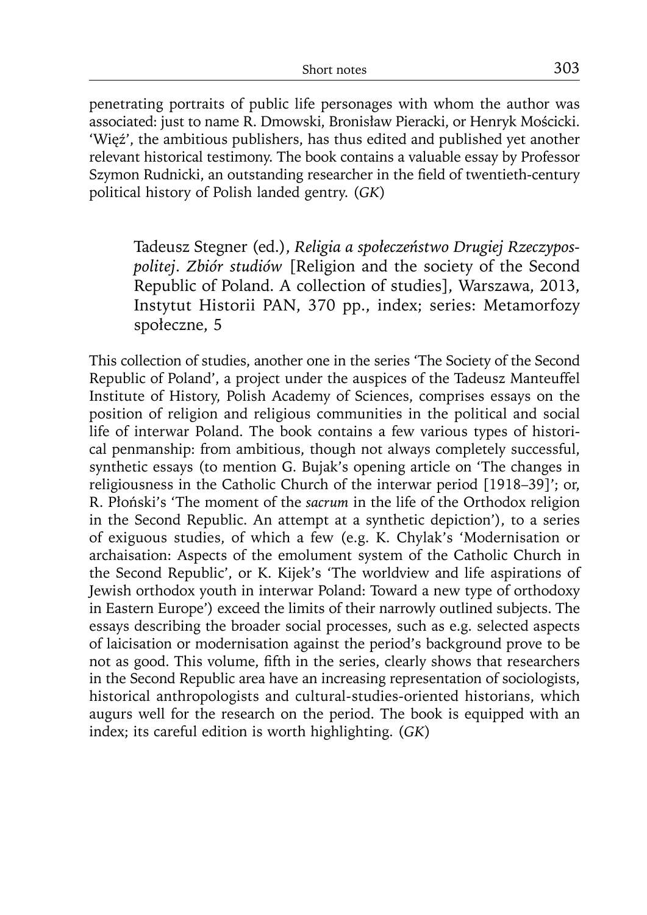penetrating portraits of public life personages with whom the author was associated: just to name R. Dmowski, Bronisław Pieracki, or Henryk Mościcki. 'Więź', the ambitious publishers, has thus edited and published yet another relevant historical testimony. The book contains a valuable essay by Professor Szymon Rudnicki, an outstanding researcher in the field of twentieth-century political history of Polish landed gentry. (*GK*)

> Tadeusz Stegner (ed.), *Religia a społeczeństwo Drugiej Rzeczypospolitej. Zbiór studiów* [Religion and the society of the Second Republic of Poland. A collection of studies], Warszawa, 2013, Instytut Historii PAN, 370 pp., index; series: Metamorfozy społeczne, 5

This collection of studies, another one in the series 'The Society of the Second Republic of Poland', a project under the auspices of the Tadeusz Manteuffel Institute of History, Polish Academy of Sciences, comprises essays on the position of religion and religious communities in the political and social life of interwar Poland. The book contains a few various types of historical penmanship: from ambitious, though not always completely successful, synthetic essays (to mention G. Bujak's opening article on 'The changes in religiousness in the Catholic Church of the interwar period [1918–39]'; or, R. Płoński's 'The moment of the *sacrum* in the life of the Orthodox religion in the Second Republic. An attempt at a synthetic depiction'), to a series of exiguous studies, of which a few (e.g. K. Chylak's 'Modernisation or archaisation: Aspects of the emolument system of the Catholic Church in the Second Republic', or K. Kijek's 'The worldview and life aspirations of Jewish orthodox youth in interwar Poland: Toward a new type of orthodoxy in Eastern Europe') exceed the limits of their narrowly outlined subjects. The essays describing the broader social processes, such as e.g. selected aspects of laicisation or modernisation against the period's background prove to be not as good. This volume, fifth in the series, clearly shows that researchers in the Second Republic area have an increasing representation of sociologists, historical anthropologists and cultural-studies-oriented historians, which augurs well for the research on the period. The book is equipped with an index; its careful edition is worth highlighting. (*GK*)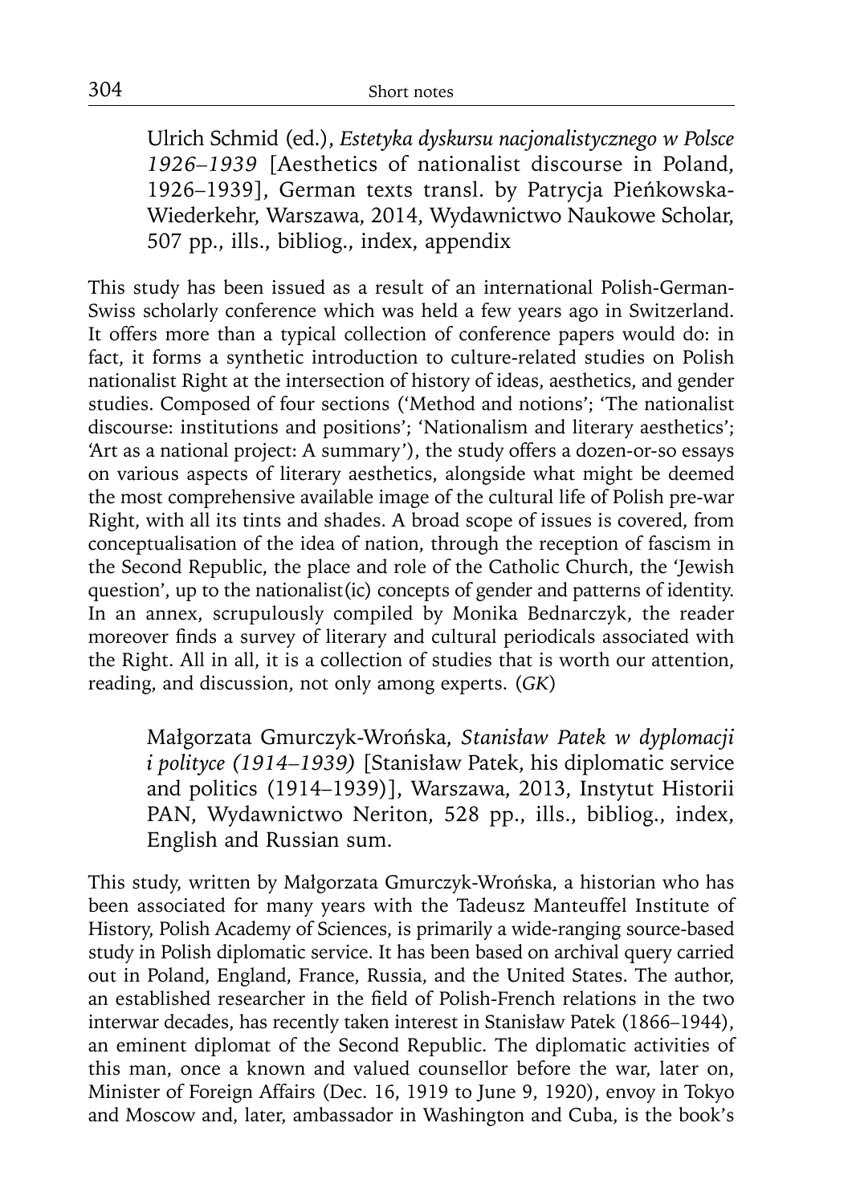Ulrich Schmid (ed.), *Estetyka dyskursu nacjonalistycznego w Polsce 1926–1939* [Aesthetics of nationalist discourse in Poland, 1926–1939], German texts transl. by Patrycja Pieńkowska-Wiederkehr, Warszawa, 2014, Wydawnictwo Naukowe Scholar, 507 pp., ills., bibliog., index, appendix

This study has been issued as a result of an international Polish-German-Swiss scholarly conference which was held a few years ago in Switzerland. It offers more than a typical collection of conference papers would do: in fact, it forms a synthetic introduction to culture-related studies on Polish nationalist Right at the intersection of history of ideas, aesthetics, and gender studies. Composed of four sections ('Method and notions'; 'The nationalist discourse: institutions and positions'; 'Nationalism and literary aesthetics'; 'Art as a national project: A summary'), the study offers a dozen-or-so essays on various aspects of literary aesthetics, alongside what might be deemed the most comprehensive available image of the cultural life of Polish pre-war Right, with all its tints and shades. A broad scope of issues is covered, from conceptualisation of the idea of nation, through the reception of fascism in the Second Republic, the place and role of the Catholic Church, the 'Jewish question', up to the nationalist(ic) concepts of gender and patterns of identity. In an annex, scrupulously compiled by Monika Bednarczyk, the reader moreover finds a survey of literary and cultural periodicals associated with the Right. All in all, it is a collection of studies that is worth our attention, reading, and discussion, not only among experts. (*GK*)

Małgorzata Gmurczyk-Wrońska, *Stanisław Patek w dyplomacji i polityce (1914–1939)* [Stanisław Patek, his diplomatic service and politics (1914–1939)], Warszawa, 2013, Instytut Historii PAN, Wydawnictwo Neriton, 528 pp., ills., bibliog., index, English and Russian sum.

This study, written by Małgorzata Gmurczyk-Wrońska, a historian who has been associated for many years with the Tadeusz Manteuffel Institute of History, Polish Academy of Sciences, is primarily a wide-ranging source-based study in Polish diplomatic service. It has been based on archival query carried out in Poland, England, France, Russia, and the United States. The author, an established researcher in the field of Polish-French relations in the two interwar decades, has recently taken interest in Stanisław Patek (1866–1944), an eminent diplomat of the Second Republic. The diplomatic activities of this man, once a known and valued counsellor before the war, later on, Minister of Foreign Affairs (Dec. 16, 1919 to June 9, 1920), envoy in Tokyo and Moscow and, later, ambassador in Washington and Cuba, is the book's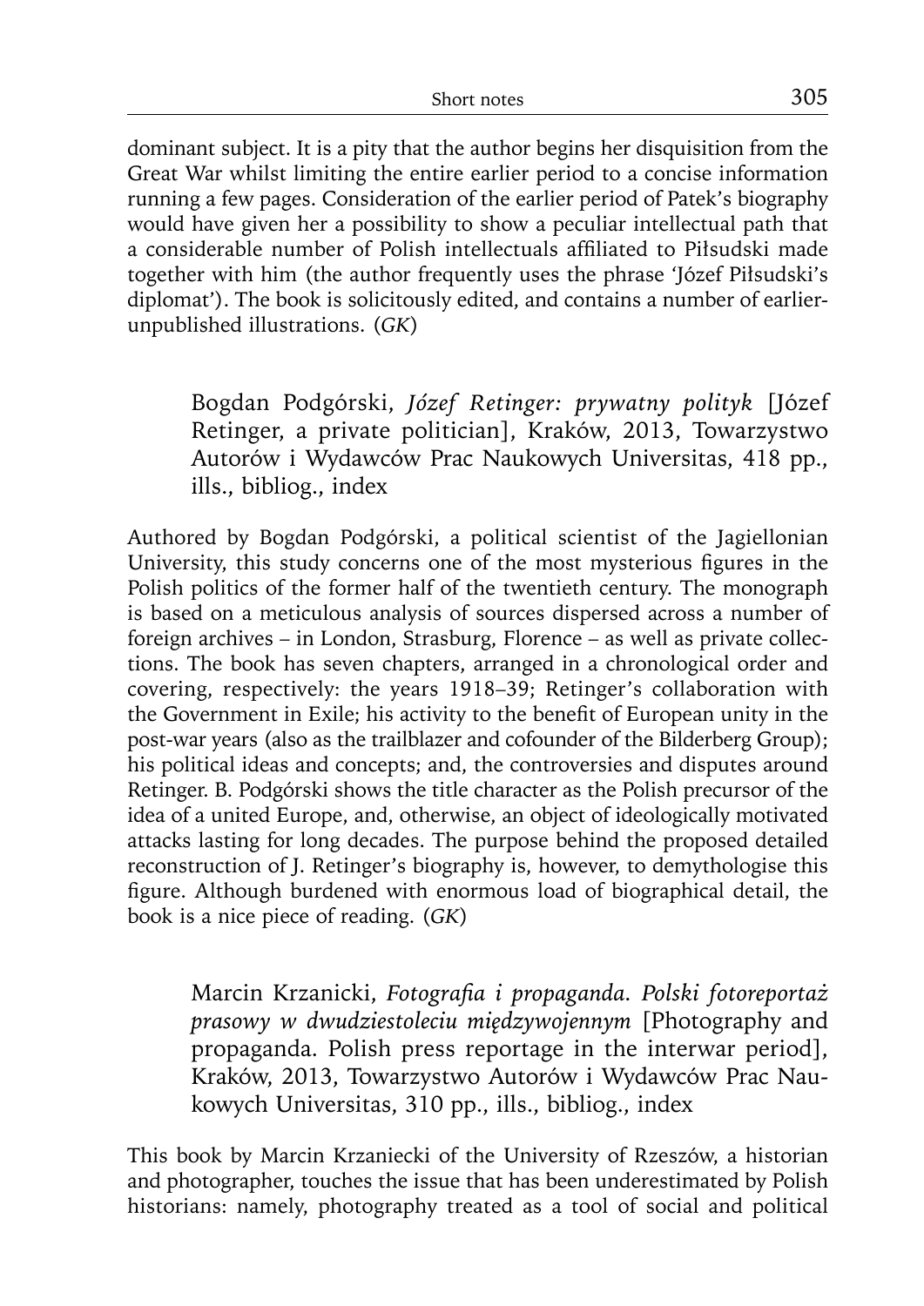dominant subject. It is a pity that the author begins her disquisition from the Great War whilst limiting the entire earlier period to a concise information running a few pages. Consideration of the earlier period of Patek's biography would have given her a possibility to show a peculiar intellectual path that a considerable number of Polish intellectuals affiliated to Piłsudski made together with him (the author frequently uses the phrase 'Józef Piłsudski's diplomat'). The book is solicitously edited, and contains a number of earlier-unpublished illustrations. (*GK*)

Bogdan Podgórski, *Józef Retinger: prywatny polityk* [Józef Retinger, a private politician], Kraków, 2013, Towarzystwo Autorów i Wydawców Prac Naukowych Universitas, 418 pp., ills., bibliog., index

Authored by Bogdan Podgórski, a political scientist of the Jagiellonian University, this study concerns one of the most mysterious figures in the Polish politics of the former half of the twentieth century. The monograph is based on a meticulous analysis of sources dispersed across a number of foreign archives – in London, Strasburg, Florence – as well as private collections. The book has seven chapters, arranged in a chronological order and covering, respectively: the years 1918–39; Retinger's collaboration with the Government in Exile; his activity to the benefit of European unity in the post-war years (also as the trailblazer and cofounder of the Bilderberg Group); his political ideas and concepts; and, the controversies and disputes around Retinger. B. Podgórski shows the title character as the Polish precursor of the idea of a united Europe, and, otherwise, an object of ideologically motivated attacks lasting for long decades. The purpose behind the proposed detailed reconstruction of J. Retinger's biography is, however, to demythologise this figure. Although burdened with enormous load of biographical detail, the book is a nice piece of reading. (*GK*)

Marcin Krzanicki, *Fotografia i propaganda. Polski fotoreportaż prasowy w dwudziestoleciu międzywojennym* [Photography and propaganda. Polish press reportage in the interwar period], Kraków, 2013, Towarzystwo Autorów i Wydawców Prac Naukowych Universitas, 310 pp., ills., bibliog., index

This book by Marcin Krzaniecki of the University of Rzeszów, a historian and photographer, touches the issue that has been underestimated by Polish historians: namely, photography treated as a tool of social and political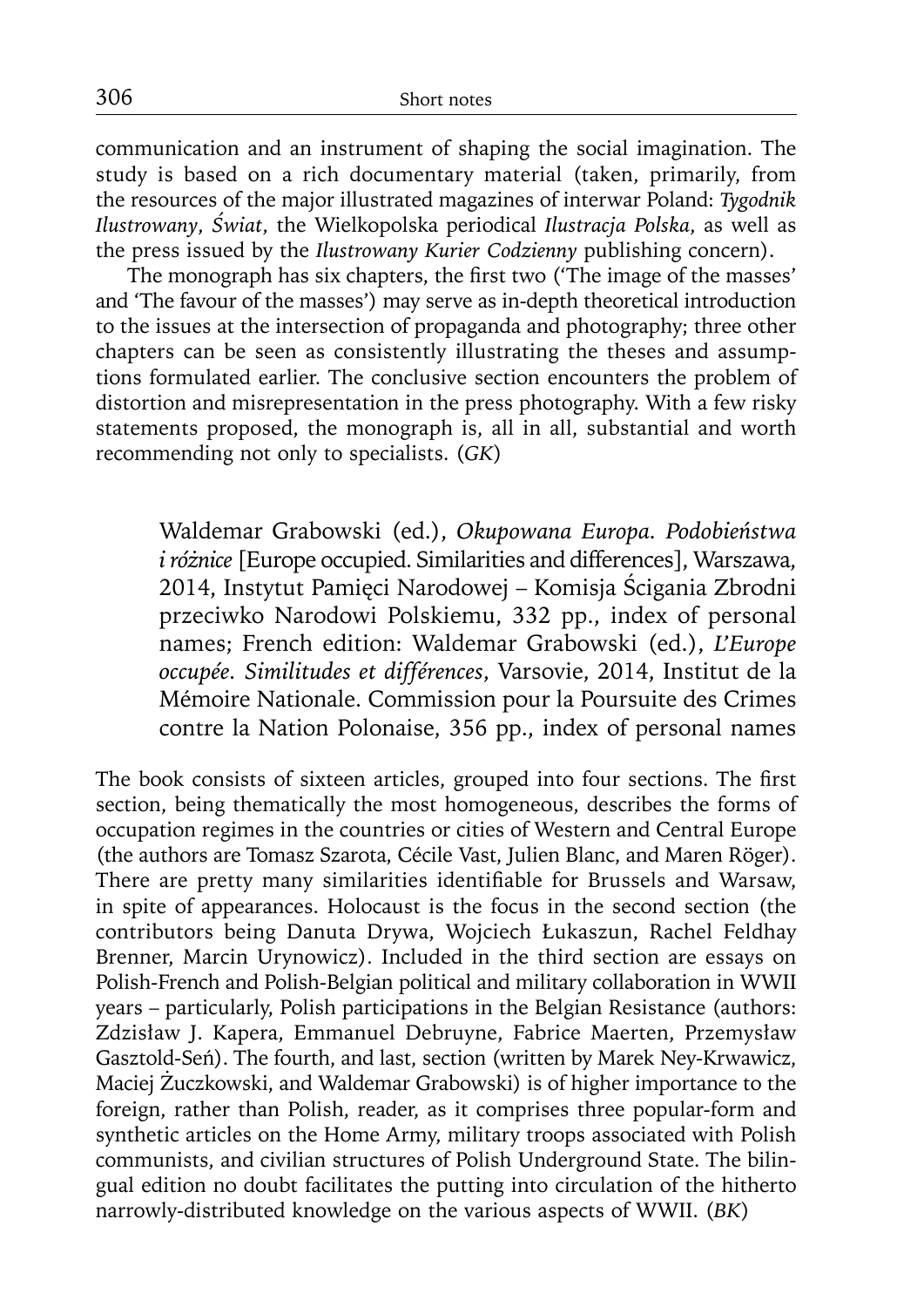communication and an instrument of shaping the social imagination. The study is based on a rich documentary material (taken, primarily, from the resources of the major illustrated magazines of interwar Poland: *Tygodnik Ilustrowany*, *Świat*, the Wielkopolska periodical *Ilustracja Polska*, as well as the press issued by the *Ilustrowany Kurier Codzienny* publishing concern).

The monograph has six chapters, the first two ('The image of the masses' and 'The favour of the masses') may serve as in-depth theoretical introduction to the issues at the intersection of propaganda and photography; three other chapters can be seen as consistently illustrating the theses and assumptions formulated earlier. The conclusive section encounters the problem of distortion and misrepresentation in the press photography. With a few risky statements proposed, the monograph is, all in all, substantial and worth recommending not only to specialists. (*GK*)

Waldemar Grabowski (ed.), *Okupowana Europa. Podobieństwa i różnice* [Europe occupied. Similarities and differences], Warszawa, 2014, Instytut Pamięci Narodowej – Komisja Ścigania Zbrodni przeciwko Narodowi Polskiemu, 332 pp., index of personal names; French edition: Waldemar Grabowski (ed.), *L'Europe occupée. Similitudes et différences*, Varsovie, 2014, Institut de la Mémoire Nationale. Commission pour la Poursuite des Crimes contre la Nation Polonaise, 356 pp., index of personal names

The book consists of sixteen articles, grouped into four sections. The first section, being thematically the most homogeneous, describes the forms of occupation regimes in the countries or cities of Western and Central Europe (the authors are Tomasz Szarota, Cécile Vast, Julien Blanc, and Maren Röger). There are pretty many similarities identifiable for Brussels and Warsaw, in spite of appearances. Holocaust is the focus in the second section (the contributors being Danuta Drywa, Wojciech Łukaszun, Rachel Feldhay Brenner, Marcin Urynowicz). Included in the third section are essays on Polish-French and Polish-Belgian political and military collaboration in WWII years – particularly, Polish participations in the Belgian Resistance (authors: Zdzisław J. Kapera, Emmanuel Debruyne, Fabrice Maerten, Przemysław Gasztold-Seń). The fourth, and last, section (written by Marek Ney-Krwawicz, Maciej Żuczkowski, and Waldemar Grabowski) is of higher importance to the foreign, rather than Polish, reader, as it comprises three popular-form and synthetic articles on the Home Army, military troops associated with Polish communists, and civilian structures of Polish Underground State. The bilingual edition no doubt facilitates the putting into circulation of the hitherto narrowly-distributed knowledge on the various aspects of WWII. (*BK*)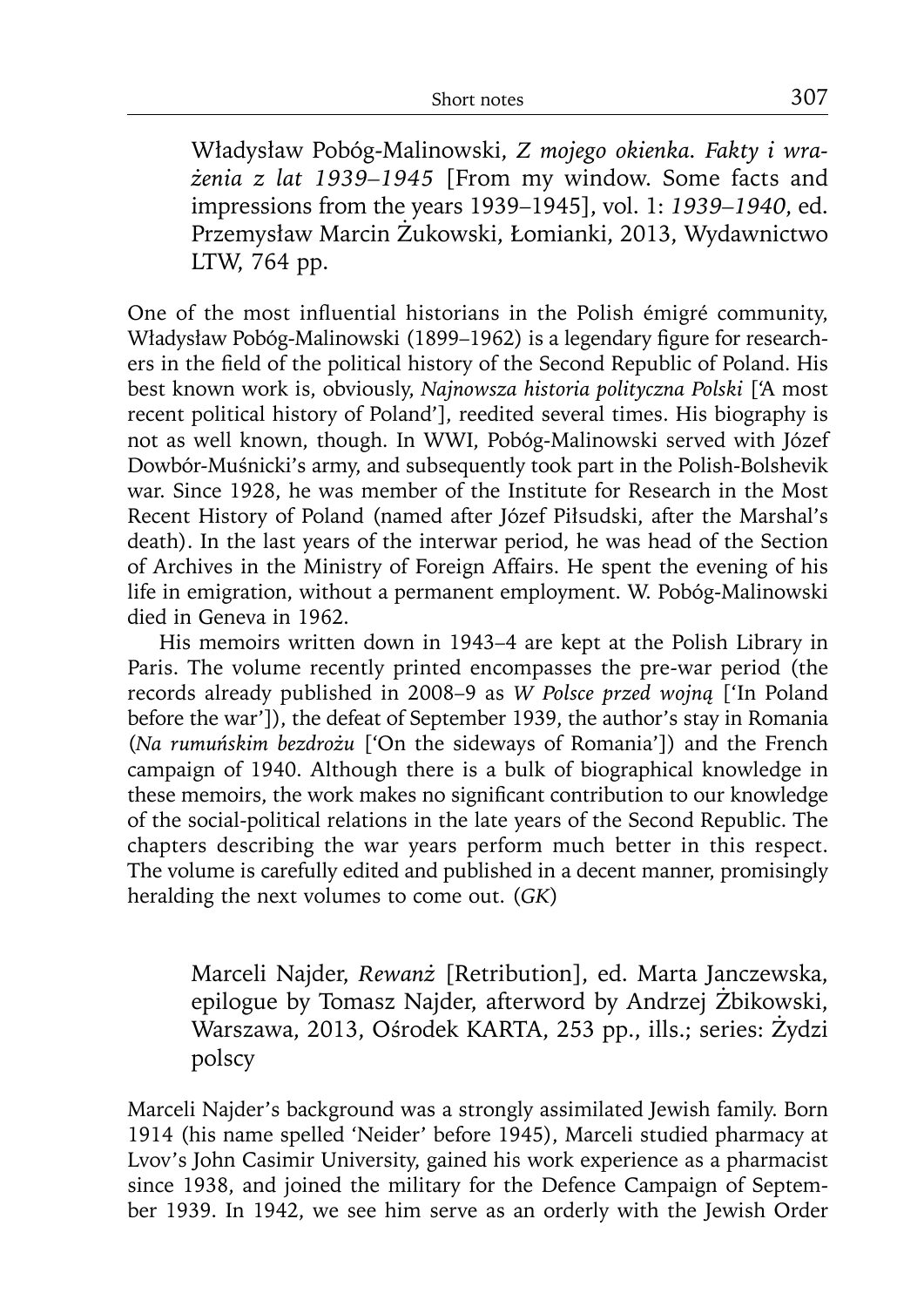Władysław Pobóg-Malinowski, *Z mojego okienka. Fakty i wrażenia z lat 1939–1945* [From my window. Some facts and impressions from the years 1939–1945], vol. 1: *1939–1940*, ed. Przemysław Marcin Żukowski, Łomianki, 2013, Wydawnictwo LTW, 764 pp.

One of the most influential historians in the Polish émigré community, Władysław Pobóg-Malinowski (1899–1962) is a legendary figure for researchers in the field of the political history of the Second Republic of Poland. His best known work is, obviously, *Najnowsza historia polityczna Polski* ['A most recent political history of Poland'], reedited several times. His biography is not as well known, though. In WWI, Pobóg-Malinowski served with Józef Dowbór-Muśnicki's army, and subsequently took part in the Polish-Bolshevik war. Since 1928, he was member of the Institute for Research in the Most Recent History of Poland (named after Józef Piłsudski, after the Marshal's death). In the last years of the interwar period, he was head of the Section of Archives in the Ministry of Foreign Affairs. He spent the evening of his life in emigration, without a permanent employment. W. Pobóg-Malinowski died in Geneva in 1962.

His memoirs written down in 1943–4 are kept at the Polish Library in Paris. The volume recently printed encompasses the pre-war period (the records already published in 2008–9 as *W Polsce przed wojną* ['In Poland before the war']), the defeat of September 1939, the author's stay in Romania (*Na rumuńskim bezdrożu* ['On the sideways of Romania']) and the French campaign of 1940. Although there is a bulk of biographical knowledge in these memoirs, the work makes no significant contribution to our knowledge of the social-political relations in the late years of the Second Republic. The chapters describing the war years perform much better in this respect. The volume is carefully edited and published in a decent manner, promisingly heralding the next volumes to come out. (*GK*)

Marceli Najder, *Rewanż* [Retribution], ed. Marta Janczewska, epilogue by Tomasz Najder, afterword by Andrzej Żbikowski, Warszawa, 2013, Ośrodek KARTA, 253 pp., ills.; series: Żydzi polscy

Marceli Najder's background was a strongly assimilated Jewish family. Born 1914 (his name spelled 'Neider' before 1945), Marceli studied pharmacy at Lvov's John Casimir University, gained his work experience as a pharmacist since 1938, and joined the military for the Defence Campaign of September 1939. In 1942, we see him serve as an orderly with the Jewish Order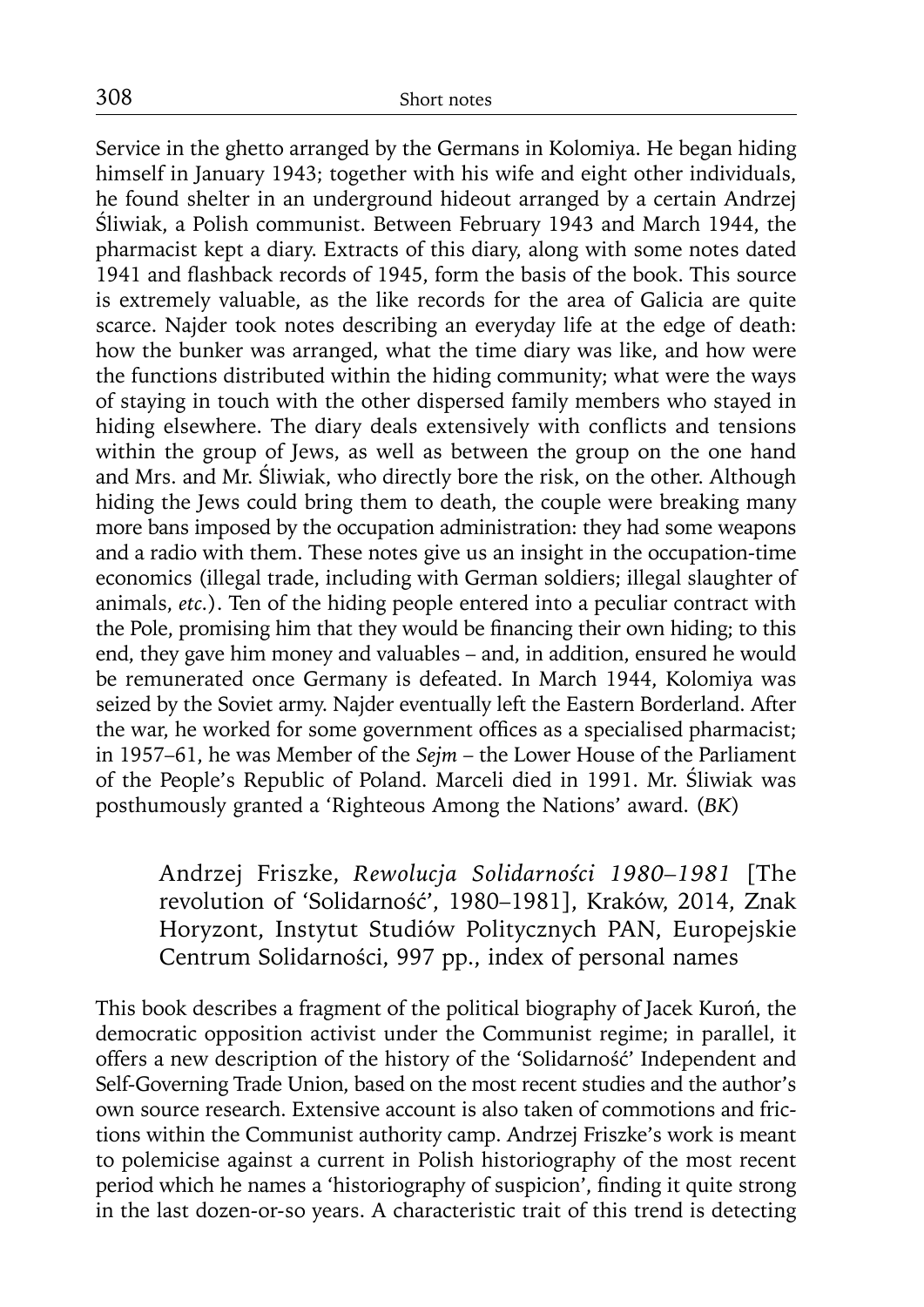Service in the ghetto arranged by the Germans in Kolomiya. He began hiding himself in January 1943; together with his wife and eight other individuals, he found shelter in an underground hideout arranged by a certain Andrzej Śliwiak, a Polish communist. Between February 1943 and March 1944, the pharmacist kept a diary. Extracts of this diary, along with some notes dated 1941 and flashback records of 1945, form the basis of the book. This source is extremely valuable, as the like records for the area of Galicia are quite scarce. Najder took notes describing an everyday life at the edge of death: how the bunker was arranged, what the time diary was like, and how were the functions distributed within the hiding community; what were the ways of staying in touch with the other dispersed family members who stayed in hiding elsewhere. The diary deals extensively with conflicts and tensions within the group of Jews, as well as between the group on the one hand and Mrs. and Mr. Śliwiak, who directly bore the risk, on the other. Although hiding the Jews could bring them to death, the couple were breaking many more bans imposed by the occupation administration: they had some weapons and a radio with them. These notes give us an insight in the occupation-time economics (illegal trade, including with German soldiers; illegal slaughter of animals, *etc.*). Ten of the hiding people entered into a peculiar contract with the Pole, promising him that they would be financing their own hiding; to this end, they gave him money and valuables – and, in addition, ensured he would be remunerated once Germany is defeated. In March 1944, Kolomiya was seized by the Soviet army. Najder eventually left the Eastern Borderland. After the war, he worked for some government offices as a specialised pharmacist; in 1957–61, he was Member of the *Sejm* – the Lower House of the Parliament of the People's Republic of Poland. Marceli died in 1991. Mr. Śliwiak was posthumously granted a 'Righteous Among the Nations' award. (*BK*)

Andrzej Friszke, *Rewolucja Solidarności 1980–1981* [The revolution of 'Solidarność', 1980–1981], Kraków, 2014, Znak Horyzont, Instytut Studiów Politycznych PAN, Europejskie Centrum Solidarności, 997 pp., index of personal names

This book describes a fragment of the political biography of Jacek Kuroń, the democratic opposition activist under the Communist regime; in parallel, it offers a new description of the history of the 'Solidarność' Independent and Self-Governing Trade Union, based on the most recent studies and the author's own source research. Extensive account is also taken of commotions and frictions within the Communist authority camp. Andrzej Friszke's work is meant to polemicise against a current in Polish historiography of the most recent period which he names a 'historiography of suspicion', finding it quite strong in the last dozen-or-so years. A characteristic trait of this trend is detecting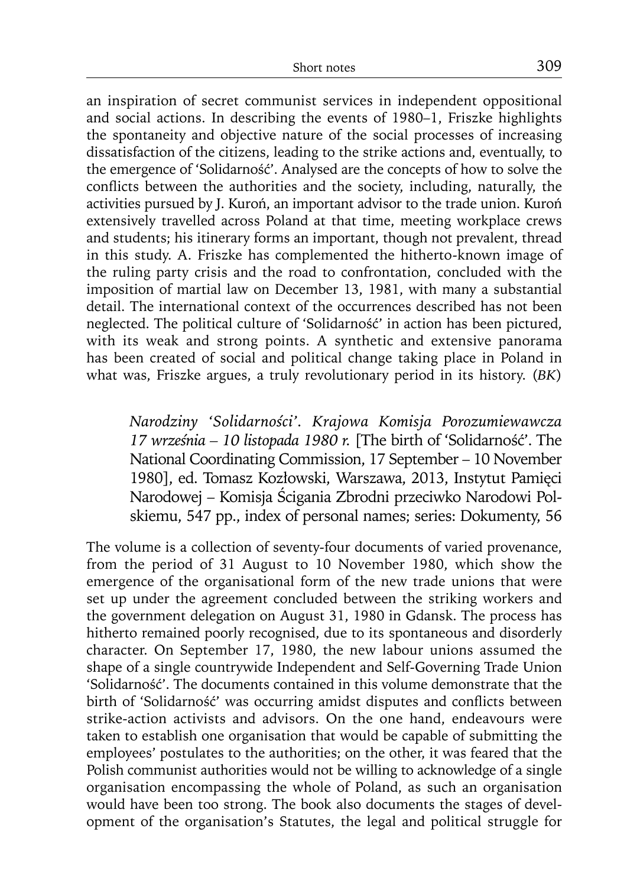an inspiration of secret communist services in independent oppositional and social actions. In describing the events of 1980–1, Friszke highlights the spontaneity and objective nature of the social processes of increasing dissatisfaction of the citizens, leading to the strike actions and, eventually, to the emergence of 'Solidarność'. Analysed are the concepts of how to solve the conflicts between the authorities and the society, including, naturally, the activities pursued by J. Kuroń, an important advisor to the trade union. Kuroń extensively travelled across Poland at that time, meeting workplace crews and students; his itinerary forms an important, though not prevalent, thread in this study. A. Friszke has complemented the hitherto-known image of the ruling party crisis and the road to confrontation, concluded with the imposition of martial law on December 13, 1981, with many a substantial detail. The international context of the occurrences described has not been neglected. The political culture of 'Solidarność' in action has been pictured, with its weak and strong points. A synthetic and extensive panorama has been created of social and political change taking place in Poland in what was, Friszke argues, a truly revolutionary period in its history. (*BK*)

> *Narodziny 'Solidarności'. Krajowa Komisja Porozumiewawcza 17 września – 10 listopada 1980 r.* [The birth of 'Solidarność'. The National Coordinating Commission, 17 September – 10 November 1980], ed. Tomasz Kozłowski, Warszawa, 2013, Instytut Pamięci Narodowej – Komisja Ścigania Zbrodni przeciwko Narodowi Polskiemu, 547 pp., index of personal names; series: Dokumenty, 56

The volume is a collection of seventy-four documents of varied provenance, from the period of 31 August to 10 November 1980, which show the emergence of the organisational form of the new trade unions that were set up under the agreement concluded between the striking workers and the government delegation on August 31, 1980 in Gdansk. The process has hitherto remained poorly recognised, due to its spontaneous and disorderly character. On September 17, 1980, the new labour unions assumed the shape of a single countrywide Independent and Self-Governing Trade Union 'Solidarność'. The documents contained in this volume demonstrate that the birth of 'Solidarność' was occurring amidst disputes and conflicts between strike-action activists and advisors. On the one hand, endeavours were taken to establish one organisation that would be capable of submitting the employees' postulates to the authorities; on the other, it was feared that the Polish communist authorities would not be willing to acknowledge of a single organisation encompassing the whole of Poland, as such an organisation would have been too strong. The book also documents the stages of development of the organisation's Statutes, the legal and political struggle for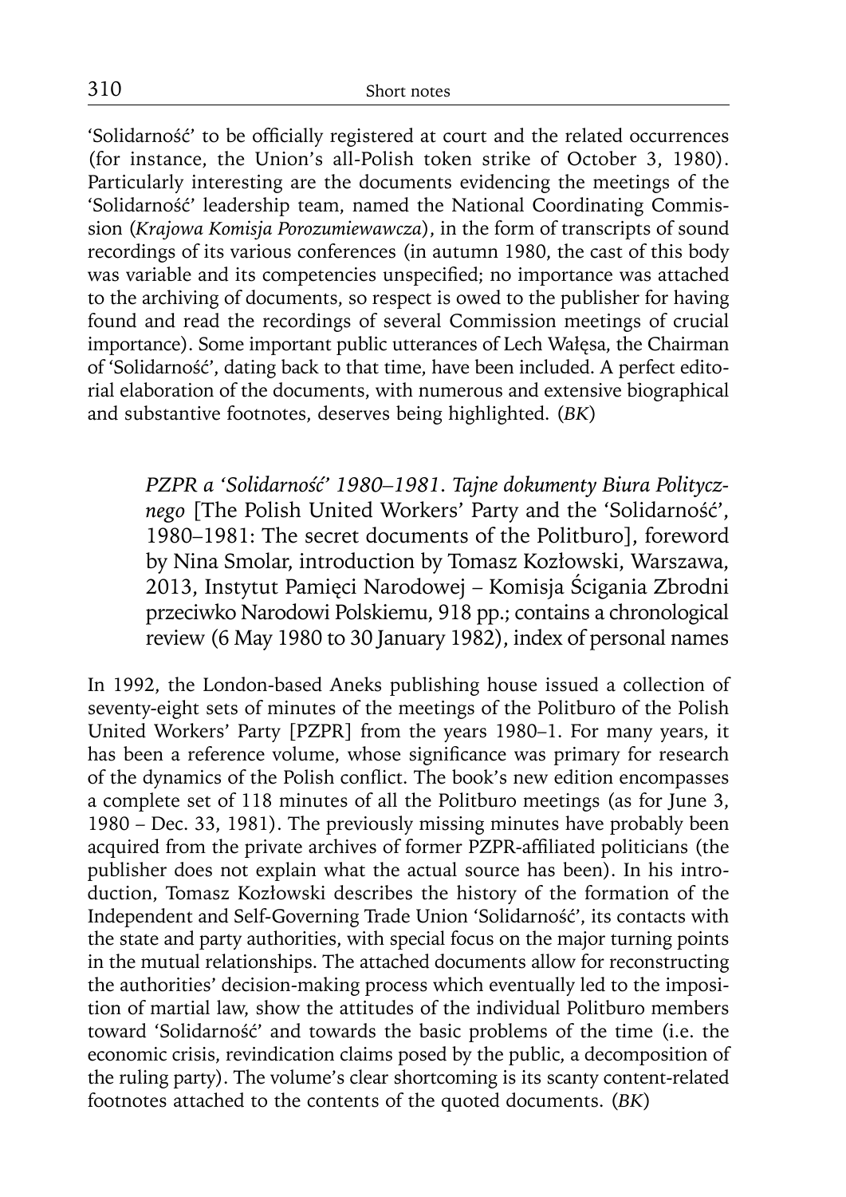'Solidarność' to be officially registered at court and the related occurrences (for instance, the Union's all-Polish token strike of October 3, 1980). Particularly interesting are the documents evidencing the meetings of the 'Solidarność' leadership team, named the National Coordinating Commission (*Krajowa Komisja Porozumiewawcza*), in the form of transcripts of sound recordings of its various conferences (in autumn 1980, the cast of this body was variable and its competencies unspecified; no importance was attached to the archiving of documents, so respect is owed to the publisher for having found and read the recordings of several Commission meetings of crucial importance). Some important public utterances of Lech Wałęsa, the Chairman of 'Solidarność', dating back to that time, have been included. A perfect editorial elaboration of the documents, with numerous and extensive biographical and substantive footnotes, deserves being highlighted. (*BK*)

*PZPR a 'Solidarność' 1980–1981. Tajne dokumenty Biura Politycznego* [The Polish United Workers' Party and the 'Solidarność', 1980–1981: The secret documents of the Politburo], foreword by Nina Smolar, introduction by Tomasz Kozłowski, Warszawa, 2013, Instytut Pamięci Narodowej – Komisja Ścigania Zbrodni przeciwko Narodowi Polskiemu, 918 pp.; contains a chronological review (6 May 1980 to 30 January 1982), index of personal names

In 1992, the London-based Aneks publishing house issued a collection of seventy-eight sets of minutes of the meetings of the Politburo of the Polish United Workers' Party [PZPR] from the years 1980–1. For many years, it has been a reference volume, whose significance was primary for research of the dynamics of the Polish conflict. The book's new edition encompasses a complete set of 118 minutes of all the Politburo meetings (as for June 3, 1980 – Dec. 33, 1981). The previously missing minutes have probably been acquired from the private archives of former PZPR-affiliated politicians (the publisher does not explain what the actual source has been). In his introduction, Tomasz Kozłowski describes the history of the formation of the Independent and Self-Governing Trade Union 'Solidarność', its contacts with the state and party authorities, with special focus on the major turning points in the mutual relationships. The attached documents allow for reconstructing the authorities' decision-making process which eventually led to the imposition of martial law, show the attitudes of the individual Politburo members toward 'Solidarność' and towards the basic problems of the time (i.e. the economic crisis, revindication claims posed by the public, a decomposition of the ruling party). The volume's clear shortcoming is its scanty content-related footnotes attached to the contents of the quoted documents. (*BK*)